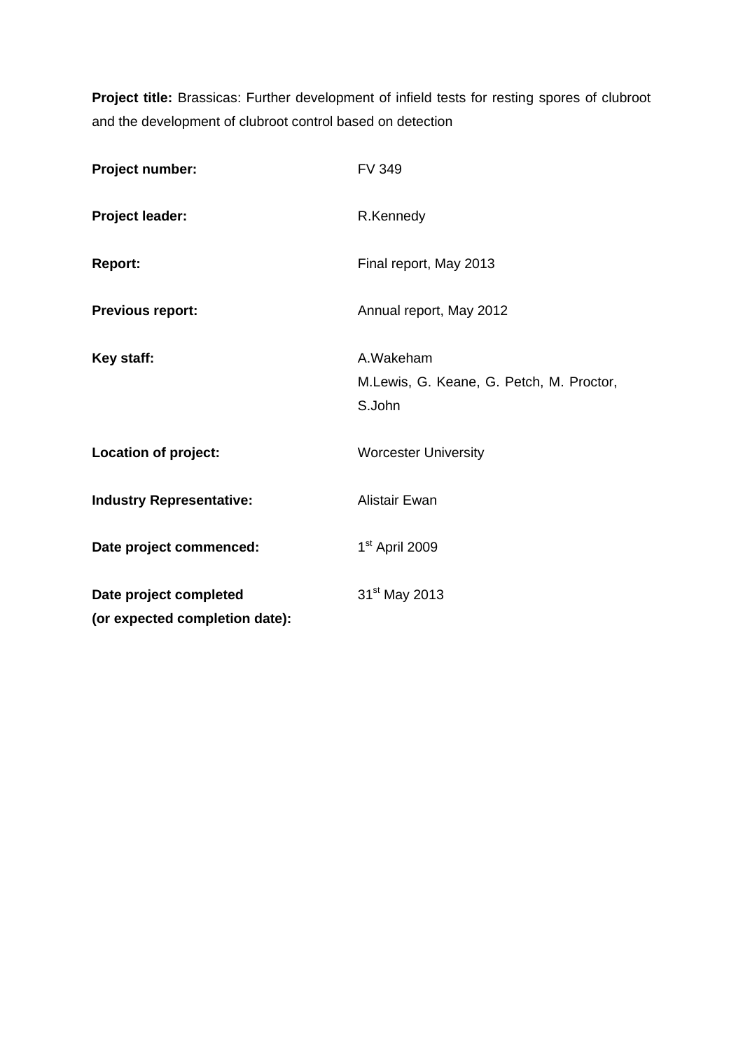**Project title:** Brassicas: Further development of infield tests for resting spores of clubroot and the development of clubroot control based on detection

| | |
|---|---|
| **Project number:** | FV 349 |
| **Project leader:** | R.Kennedy |
| **Report:** | Final report, May 2013 |
| **Previous report:** | Annual report, May 2012 |
| **Key staff:** | A.Wakeham<br>M.Lewis, G. Keane, G. Petch, M. Proctor, S.John |
| **Location of project:** | Worcester University |
| **Industry Representative:** | Alistair Ewan |
| **Date project commenced:** | 1st April 2009 |
| **Date project completed (or expected completion date):** | 31st May 2013 |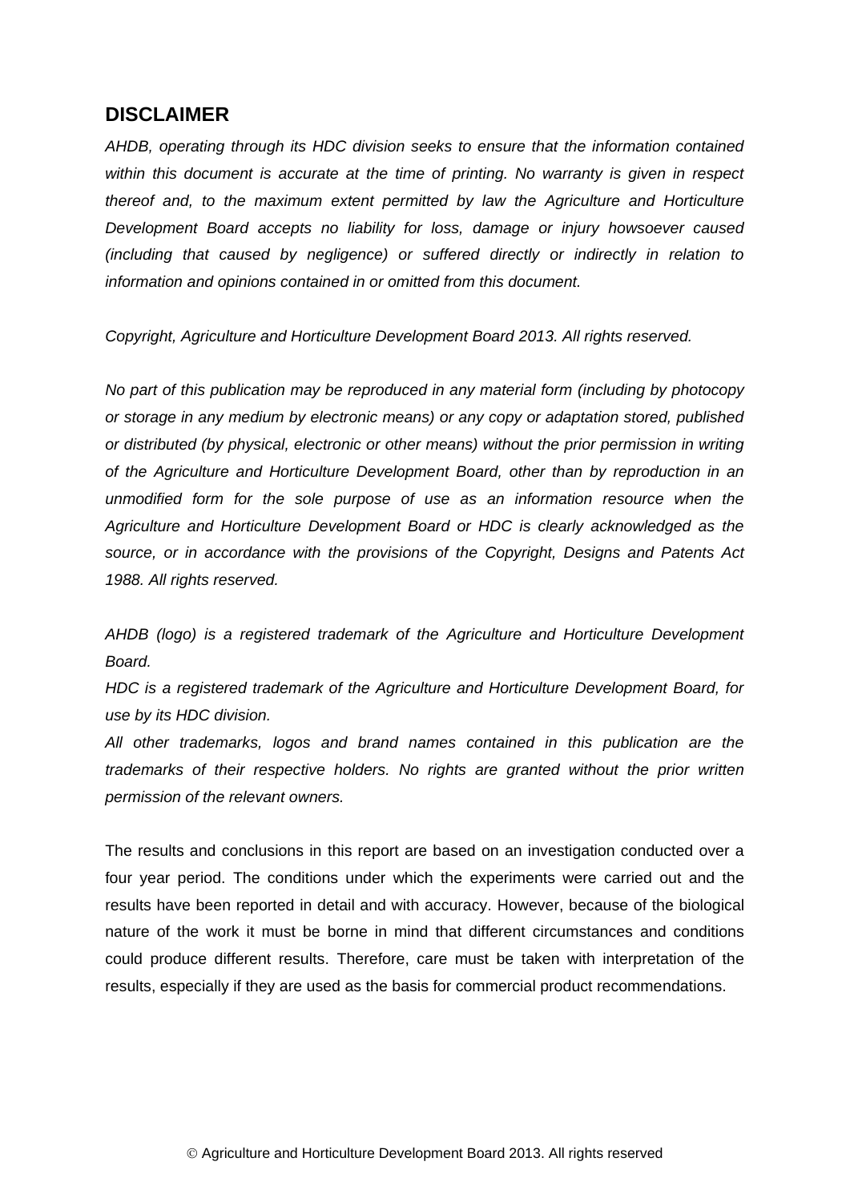## DISCLAIMER

*AHDB, operating through its HDC division seeks to ensure that the information contained within this document is accurate at the time of printing. No warranty is given in respect thereof and, to the maximum extent permitted by law the Agriculture and Horticulture Development Board accepts no liability for loss, damage or injury howsoever caused (including that caused by negligence) or suffered directly or indirectly in relation to information and opinions contained in or omitted from this document.*

*Copyright, Agriculture and Horticulture Development Board 2013. All rights reserved.*

*No part of this publication may be reproduced in any material form (including by photocopy or storage in any medium by electronic means) or any copy or adaptation stored, published or distributed (by physical, electronic or other means) without the prior permission in writing of the Agriculture and Horticulture Development Board, other than by reproduction in an unmodified form for the sole purpose of use as an information resource when the Agriculture and Horticulture Development Board or HDC is clearly acknowledged as the source, or in accordance with the provisions of the Copyright, Designs and Patents Act 1988. All rights reserved.*

*AHDB (logo) is a registered trademark of the Agriculture and Horticulture Development Board.*
*HDC is a registered trademark of the Agriculture and Horticulture Development Board, for use by its HDC division.*
*All other trademarks, logos and brand names contained in this publication are the trademarks of their respective holders. No rights are granted without the prior written permission of the relevant owners.*

The results and conclusions in this report are based on an investigation conducted over a four year period. The conditions under which the experiments were carried out and the results have been reported in detail and with accuracy. However, because of the biological nature of the work it must be borne in mind that different circumstances and conditions could produce different results. Therefore, care must be taken with interpretation of the results, especially if they are used as the basis for commercial product recommendations.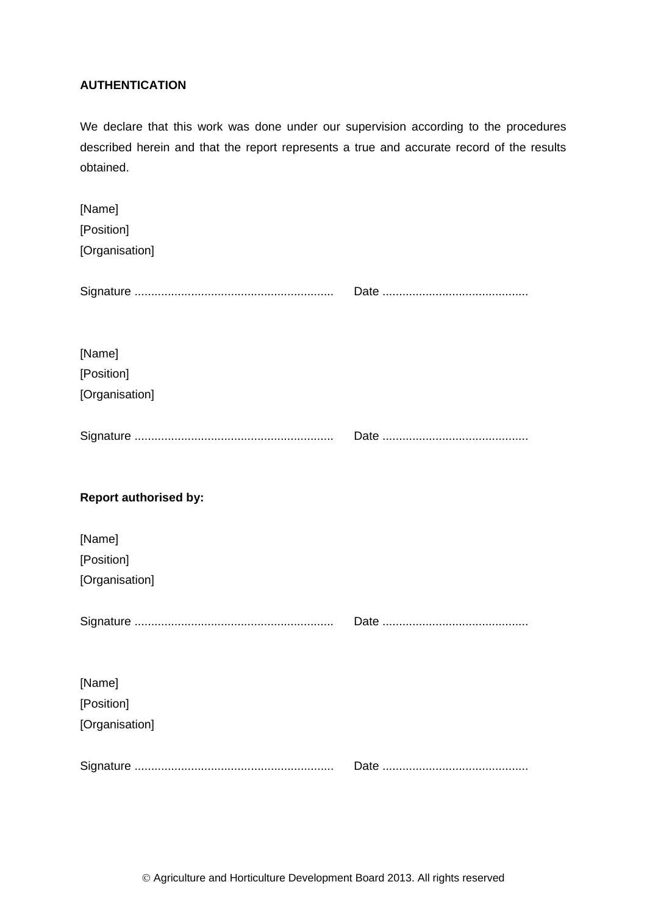**AUTHENTICATION**

We declare that this work was done under our supervision according to the procedures described herein and that the report represents a true and accurate record of the results obtained.

[Name]
[Position]
[Organisation]

Signature ............................................................ Date ............................................

[Name]
[Position]
[Organisation]

Signature ............................................................ Date ............................................

**Report authorised by:**

[Name]
[Position]
[Organisation]

Signature ............................................................ Date ............................................

[Name]
[Position]
[Organisation]

Signature ............................................................ Date ............................................

© Agriculture and Horticulture Development Board 2013. All rights reserved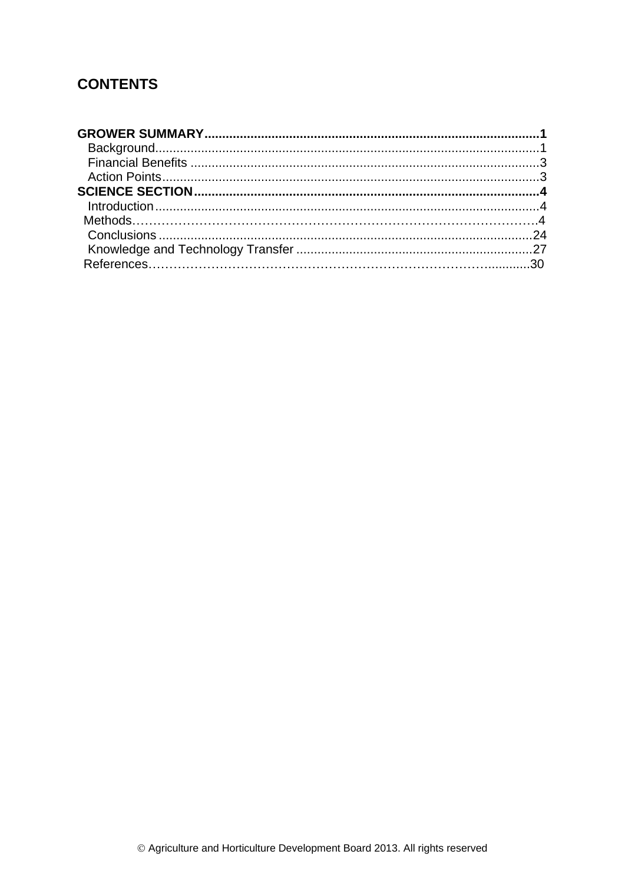## CONTENTS

**GROWER SUMMARY**............................................................................................**1**
- Background.............................................................................................1
- Financial Benefits ...................................................................................3
- Action Points...........................................................................................3

**SCIENCE SECTION**................................................................................................**4**
- Introduction............................................................................................4
- Methods……………………………………………………………………………….4
- Conclusions ..........................................................................................24
- Knowledge and Technology Transfer ...................................................27
- References…………………………………………………………………...........30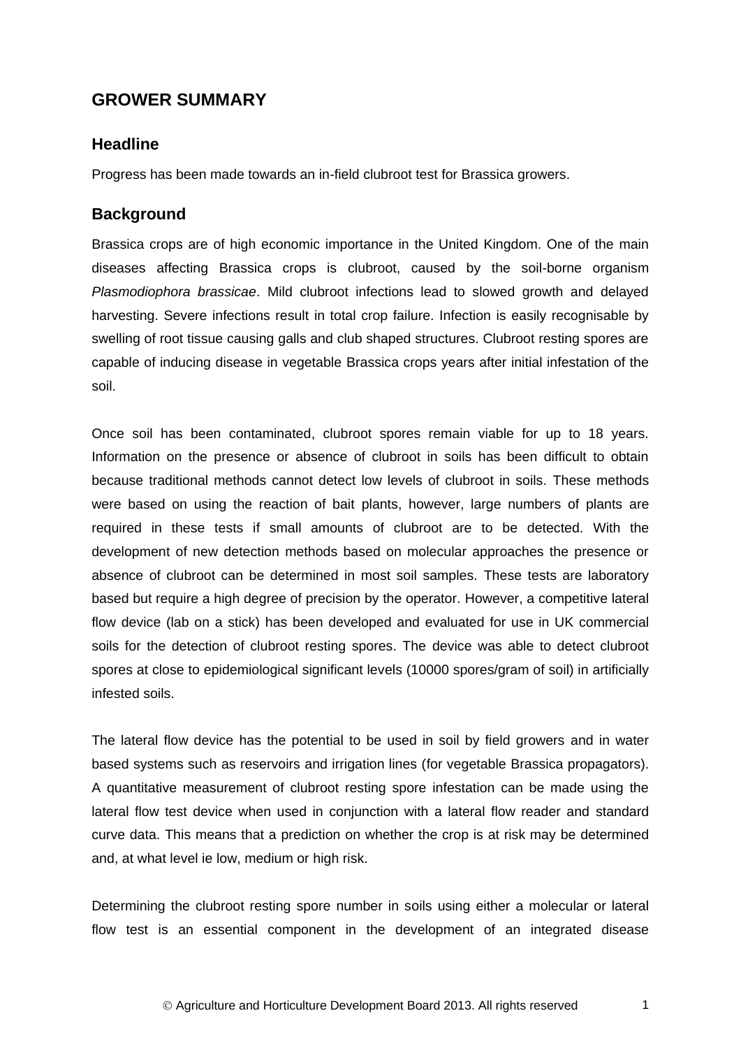## GROWER SUMMARY

### Headline

Progress has been made towards an in-field clubroot test for Brassica growers.

### Background

Brassica crops are of high economic importance in the United Kingdom. One of the main diseases affecting Brassica crops is clubroot, caused by the soil-borne organism *Plasmodiophora brassicae*. Mild clubroot infections lead to slowed growth and delayed harvesting. Severe infections result in total crop failure. Infection is easily recognisable by swelling of root tissue causing galls and club shaped structures. Clubroot resting spores are capable of inducing disease in vegetable Brassica crops years after initial infestation of the soil.

Once soil has been contaminated, clubroot spores remain viable for up to 18 years. Information on the presence or absence of clubroot in soils has been difficult to obtain because traditional methods cannot detect low levels of clubroot in soils. These methods were based on using the reaction of bait plants, however, large numbers of plants are required in these tests if small amounts of clubroot are to be detected. With the development of new detection methods based on molecular approaches the presence or absence of clubroot can be determined in most soil samples. These tests are laboratory based but require a high degree of precision by the operator. However, a competitive lateral flow device (lab on a stick) has been developed and evaluated for use in UK commercial soils for the detection of clubroot resting spores. The device was able to detect clubroot spores at close to epidemiological significant levels (10000 spores/gram of soil) in artificially infested soils.

The lateral flow device has the potential to be used in soil by field growers and in water based systems such as reservoirs and irrigation lines (for vegetable Brassica propagators). A quantitative measurement of clubroot resting spore infestation can be made using the lateral flow test device when used in conjunction with a lateral flow reader and standard curve data. This means that a prediction on whether the crop is at risk may be determined and, at what level ie low, medium or high risk.

Determining the clubroot resting spore number in soils using either a molecular or lateral flow test is an essential component in the development of an integrated disease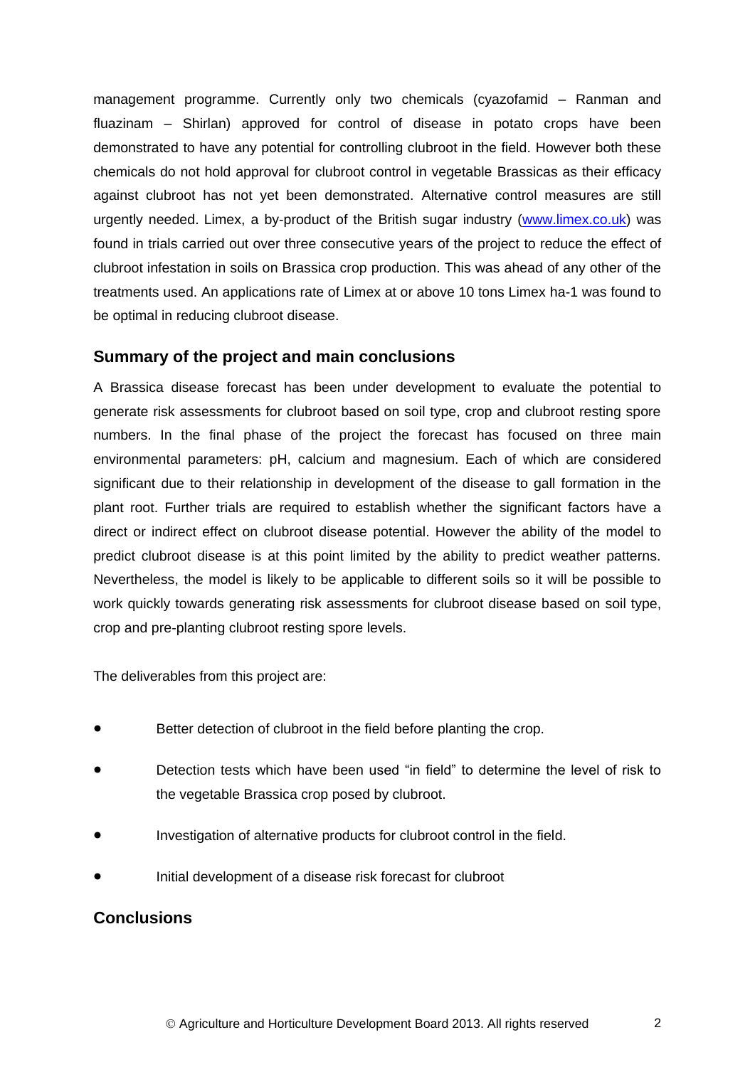management programme. Currently only two chemicals (cyazofamid – Ranman and fluazinam – Shirlan) approved for control of disease in potato crops have been demonstrated to have any potential for controlling clubroot in the field. However both these chemicals do not hold approval for clubroot control in vegetable Brassicas as their efficacy against clubroot has not yet been demonstrated. Alternative control measures are still urgently needed. Limex, a by-product of the British sugar industry (www.limex.co.uk) was found in trials carried out over three consecutive years of the project to reduce the effect of clubroot infestation in soils on Brassica crop production. This was ahead of any other of the treatments used. An applications rate of Limex at or above 10 tons Limex ha-1 was found to be optimal in reducing clubroot disease.

## Summary of the project and main conclusions

A Brassica disease forecast has been under development to evaluate the potential to generate risk assessments for clubroot based on soil type, crop and clubroot resting spore numbers. In the final phase of the project the forecast has focused on three main environmental parameters: pH, calcium and magnesium. Each of which are considered significant due to their relationship in development of the disease to gall formation in the plant root. Further trials are required to establish whether the significant factors have a direct or indirect effect on clubroot disease potential. However the ability of the model to predict clubroot disease is at this point limited by the ability to predict weather patterns. Nevertheless, the model is likely to be applicable to different soils so it will be possible to work quickly towards generating risk assessments for clubroot disease based on soil type, crop and pre-planting clubroot resting spore levels.

The deliverables from this project are:

- Better detection of clubroot in the field before planting the crop.
- Detection tests which have been used "in field" to determine the level of risk to the vegetable Brassica crop posed by clubroot.
- Investigation of alternative products for clubroot control in the field.
- Initial development of a disease risk forecast for clubroot

## Conclusions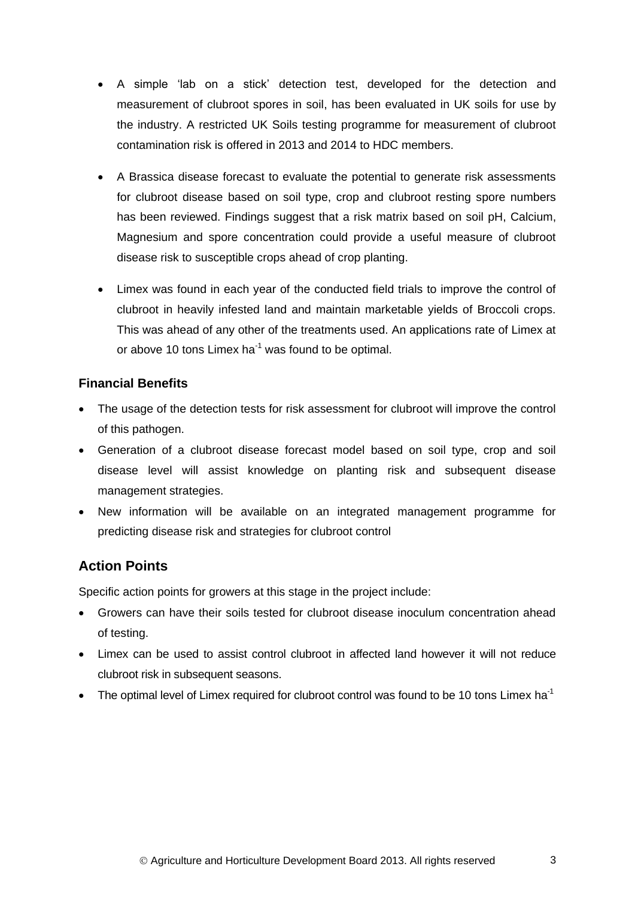- A simple 'lab on a stick' detection test, developed for the detection and measurement of clubroot spores in soil, has been evaluated in UK soils for use by the industry. A restricted UK Soils testing programme for measurement of clubroot contamination risk is offered in 2013 and 2014 to HDC members.

- A Brassica disease forecast to evaluate the potential to generate risk assessments for clubroot disease based on soil type, crop and clubroot resting spore numbers has been reviewed. Findings suggest that a risk matrix based on soil pH, Calcium, Magnesium and spore concentration could provide a useful measure of clubroot disease risk to susceptible crops ahead of crop planting.

- Limex was found in each year of the conducted field trials to improve the control of clubroot in heavily infested land and maintain marketable yields of Broccoli crops. This was ahead of any other of the treatments used. An applications rate of Limex at or above 10 tons Limex $ha^{-1}$ was found to be optimal.

### Financial Benefits

- The usage of the detection tests for risk assessment for clubroot will improve the control of this pathogen.
- Generation of a clubroot disease forecast model based on soil type, crop and soil disease level will assist knowledge on planting risk and subsequent disease management strategies.
- New information will be available on an integrated management programme for predicting disease risk and strategies for clubroot control

## Action Points

Specific action points for growers at this stage in the project include:

- Growers can have their soils tested for clubroot disease inoculum concentration ahead of testing.
- Limex can be used to assist control clubroot in affected land however it will not reduce clubroot risk in subsequent seasons.
- The optimal level of Limex required for clubroot control was found to be 10 tons Limex $ha^{-1}$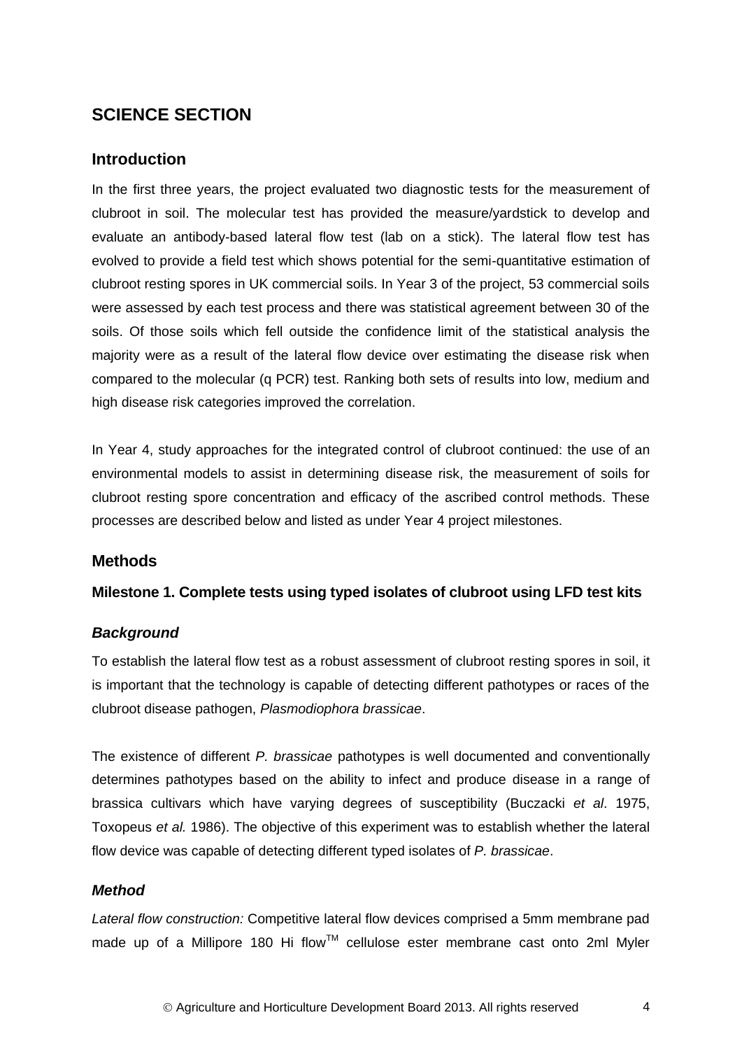## SCIENCE SECTION

### Introduction

In the first three years, the project evaluated two diagnostic tests for the measurement of clubroot in soil. The molecular test has provided the measure/yardstick to develop and evaluate an antibody-based lateral flow test (lab on a stick). The lateral flow test has evolved to provide a field test which shows potential for the semi-quantitative estimation of clubroot resting spores in UK commercial soils. In Year 3 of the project, 53 commercial soils were assessed by each test process and there was statistical agreement between 30 of the soils. Of those soils which fell outside the confidence limit of the statistical analysis the majority were as a result of the lateral flow device over estimating the disease risk when compared to the molecular (q PCR) test. Ranking both sets of results into low, medium and high disease risk categories improved the correlation.

In Year 4, study approaches for the integrated control of clubroot continued: the use of an environmental models to assist in determining disease risk, the measurement of soils for clubroot resting spore concentration and efficacy of the ascribed control methods. These processes are described below and listed as under Year 4 project milestones.

### Methods

#### Milestone 1. Complete tests using typed isolates of clubroot using LFD test kits

#### *Background*

To establish the lateral flow test as a robust assessment of clubroot resting spores in soil, it is important that the technology is capable of detecting different pathotypes or races of the clubroot disease pathogen, *Plasmodiophora brassicae*.

The existence of different *P. brassicae* pathotypes is well documented and conventionally determines pathotypes based on the ability to infect and produce disease in a range of brassica cultivars which have varying degrees of susceptibility (Buczacki *et al*. 1975, Toxopeus *et al.* 1986). The objective of this experiment was to establish whether the lateral flow device was capable of detecting different typed isolates of *P. brassicae*.

#### *Method*

*Lateral flow construction:* Competitive lateral flow devices comprised a 5mm membrane pad made up of a Millipore 180 Hi flow™ cellulose ester membrane cast onto 2ml Myler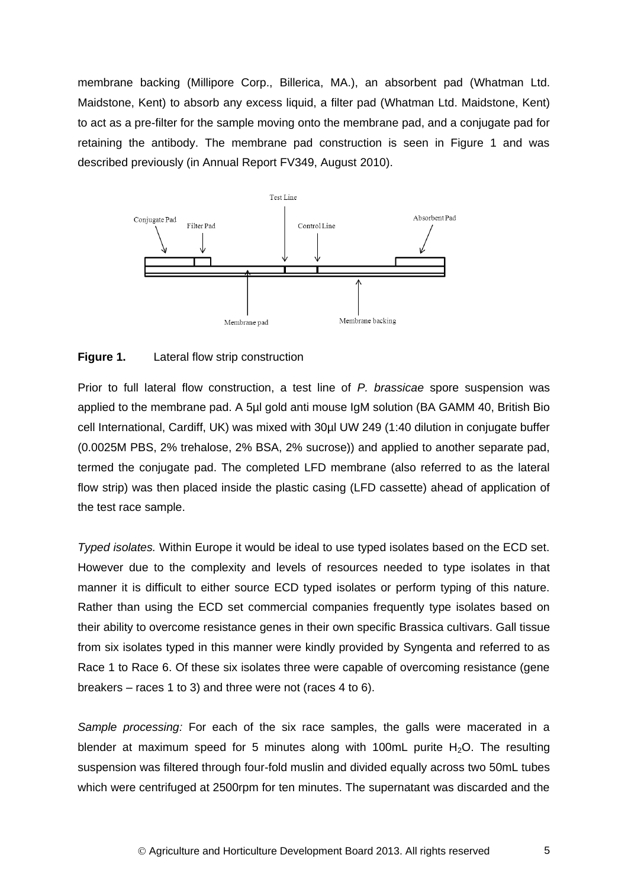membrane backing (Millipore Corp., Billerica, MA.), an absorbent pad (Whatman Ltd. Maidstone, Kent) to absorb any excess liquid, a filter pad (Whatman Ltd. Maidstone, Kent) to act as a pre-filter for the sample moving onto the membrane pad, and a conjugate pad for retaining the antibody. The membrane pad construction is seen in Figure 1 and was described previously (in Annual Report FV349, August 2010).

**Figure 1.** Lateral flow strip construction

Prior to full lateral flow construction, a test line of *P. brassicae* spore suspension was applied to the membrane pad. A 5µl gold anti mouse IgM solution (BA GAMM 40, British Bio cell International, Cardiff, UK) was mixed with 30µl UW 249 (1:40 dilution in conjugate buffer (0.0025M PBS, 2% trehalose, 2% BSA, 2% sucrose)) and applied to another separate pad, termed the conjugate pad. The completed LFD membrane (also referred to as the lateral flow strip) was then placed inside the plastic casing (LFD cassette) ahead of application of the test race sample.

*Typed isolates.* Within Europe it would be ideal to use typed isolates based on the ECD set. However due to the complexity and levels of resources needed to type isolates in that manner it is difficult to either source ECD typed isolates or perform typing of this nature. Rather than using the ECD set commercial companies frequently type isolates based on their ability to overcome resistance genes in their own specific Brassica cultivars. Gall tissue from six isolates typed in this manner were kindly provided by Syngenta and referred to as Race 1 to Race 6. Of these six isolates three were capable of overcoming resistance (gene breakers – races 1 to 3) and three were not (races 4 to 6).

*Sample processing:* For each of the six race samples, the galls were macerated in a blender at maximum speed for 5 minutes along with 100mL purite $H_2O$. The resulting suspension was filtered through four-fold muslin and divided equally across two 50mL tubes which were centrifuged at 2500rpm for ten minutes. The supernatant was discarded and the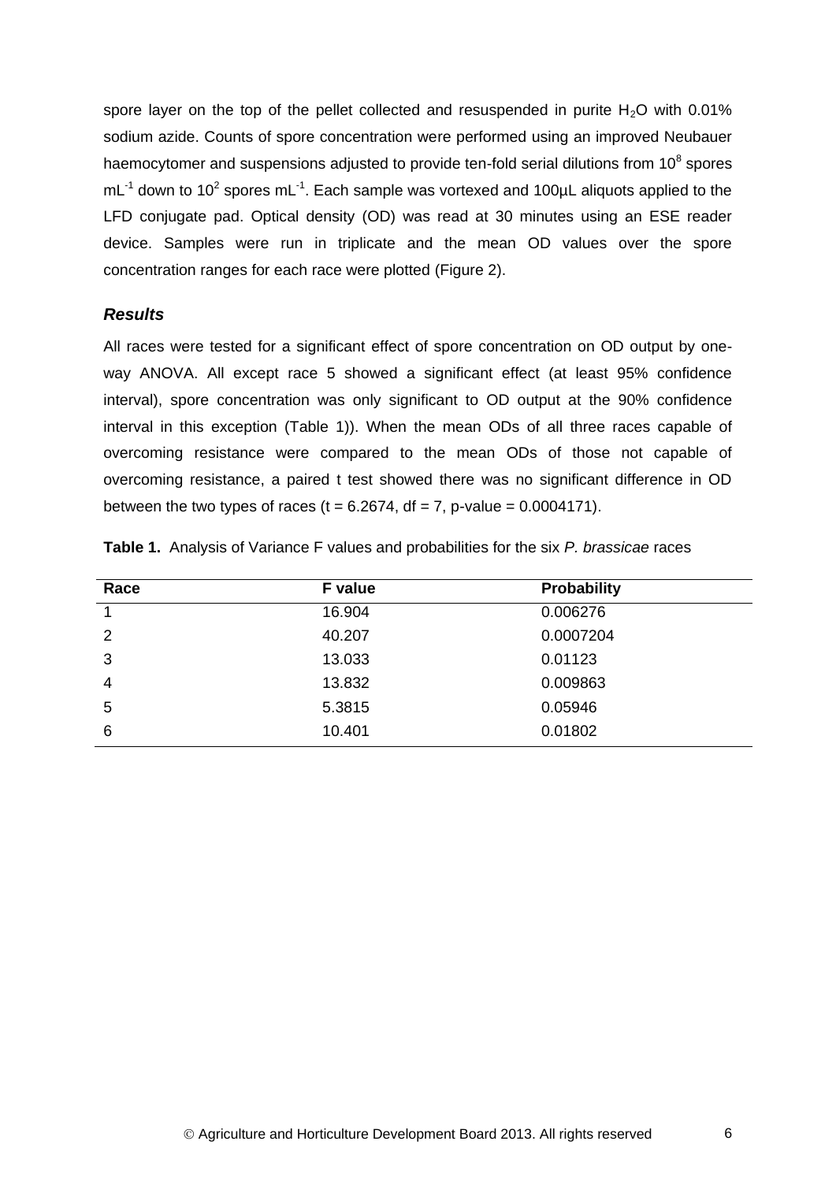spore layer on the top of the pellet collected and resuspended in purite $H_2O$ with 0.01% sodium azide. Counts of spore concentration were performed using an improved Neubauer haemocytomer and suspensions adjusted to provide ten-fold serial dilutions from $10^8$ spores $mL^{-1}$ down to $10^2$ spores $mL^{-1}$. Each sample was vortexed and 100µL aliquots applied to the LFD conjugate pad. Optical density (OD) was read at 30 minutes using an ESE reader device. Samples were run in triplicate and the mean OD values over the spore concentration ranges for each race were plotted (Figure 2).

### *Results*

All races were tested for a significant effect of spore concentration on OD output by one-way ANOVA. All except race 5 showed a significant effect (at least 95% confidence interval), spore concentration was only significant to OD output at the 90% confidence interval in this exception (Table 1)). When the mean ODs of all three races capable of overcoming resistance were compared to the mean ODs of those not capable of overcoming resistance, a paired t test showed there was no significant difference in OD between the two types of races ($t = 6.2674$, $df = 7$, p-value = 0.0004171).

**Table 1.** Analysis of Variance F values and probabilities for the six *P. brassicae* races

| Race | F value | Probability |
|---|---|---|
| 1 | 16.904 | 0.006276 |
| 2 | 40.207 | 0.0007204 |
| 3 | 13.033 | 0.01123 |
| 4 | 13.832 | 0.009863 |
| 5 | 5.3815 | 0.05946 |
| 6 | 10.401 | 0.01802 |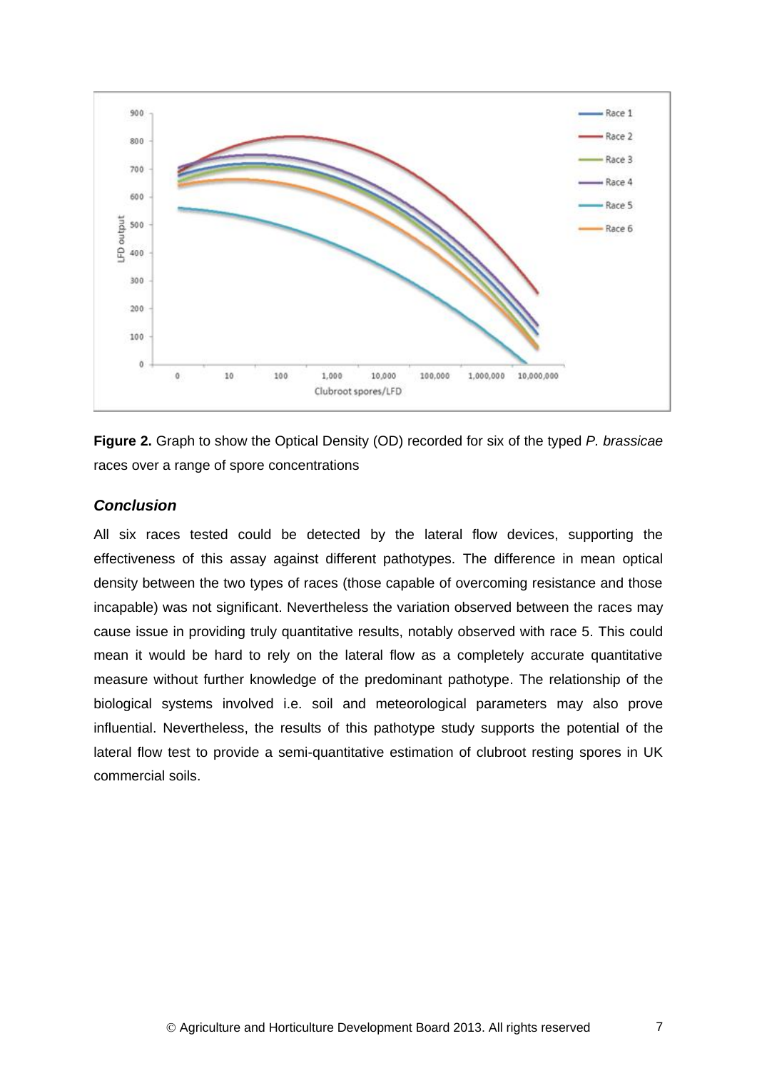**Figure 2.** Graph to show the Optical Density (OD) recorded for six of the typed *P. brassicae* races over a range of spore concentrations

### *Conclusion*

All six races tested could be detected by the lateral flow devices, supporting the effectiveness of this assay against different pathotypes. The difference in mean optical density between the two types of races (those capable of overcoming resistance and those incapable) was not significant. Nevertheless the variation observed between the races may cause issue in providing truly quantitative results, notably observed with race 5. This could mean it would be hard to rely on the lateral flow as a completely accurate quantitative measure without further knowledge of the predominant pathotype. The relationship of the biological systems involved i.e. soil and meteorological parameters may also prove influential. Nevertheless, the results of this pathotype study supports the potential of the lateral flow test to provide a semi-quantitative estimation of clubroot resting spores in UK commercial soils.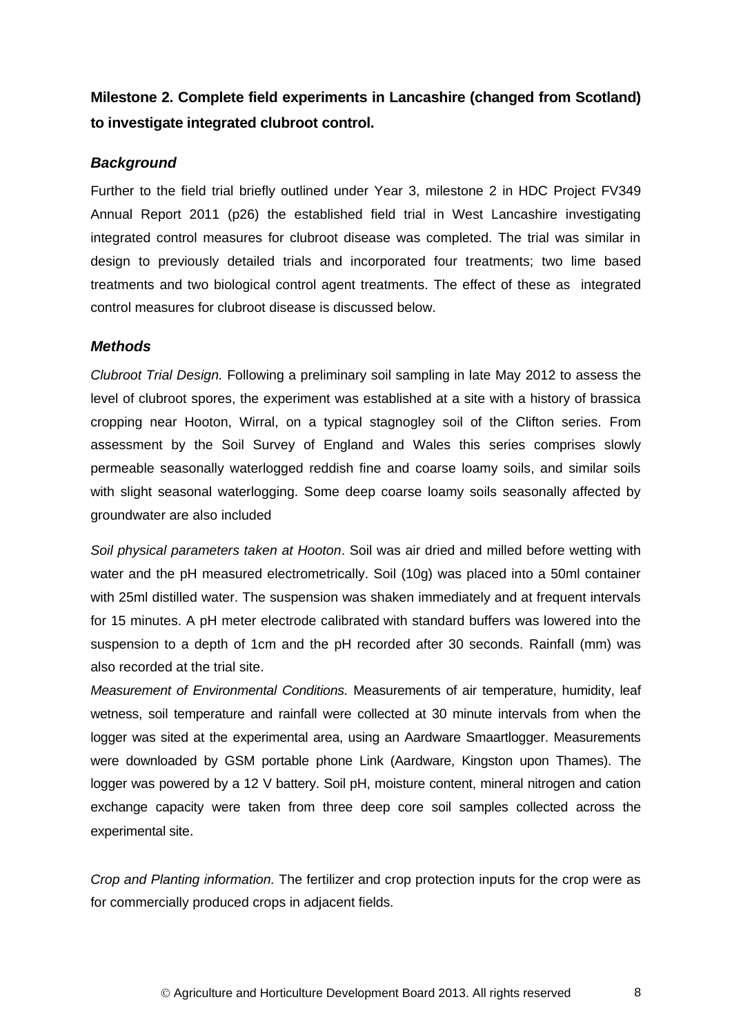**Milestone 2. Complete field experiments in Lancashire (changed from Scotland) to investigate integrated clubroot control.**

### *Background*

Further to the field trial briefly outlined under Year 3, milestone 2 in HDC Project FV349 Annual Report 2011 (p26) the established field trial in West Lancashire investigating integrated control measures for clubroot disease was completed. The trial was similar in design to previously detailed trials and incorporated four treatments; two lime based treatments and two biological control agent treatments. The effect of these as integrated control measures for clubroot disease is discussed below.

### *Methods*

*Clubroot Trial Design.* Following a preliminary soil sampling in late May 2012 to assess the level of clubroot spores, the experiment was established at a site with a history of brassica cropping near Hooton, Wirral, on a typical stagnogley soil of the Clifton series. From assessment by the Soil Survey of England and Wales this series comprises slowly permeable seasonally waterlogged reddish fine and coarse loamy soils, and similar soils with slight seasonal waterlogging. Some deep coarse loamy soils seasonally affected by groundwater are also included

*Soil physical parameters taken at Hooton*. Soil was air dried and milled before wetting with water and the pH measured electrometrically. Soil (10g) was placed into a 50ml container with 25ml distilled water. The suspension was shaken immediately and at frequent intervals for 15 minutes. A pH meter electrode calibrated with standard buffers was lowered into the suspension to a depth of 1cm and the pH recorded after 30 seconds. Rainfall (mm) was also recorded at the trial site.

*Measurement of Environmental Conditions.* Measurements of air temperature, humidity, leaf wetness, soil temperature and rainfall were collected at 30 minute intervals from when the logger was sited at the experimental area, using an Aardware Smaartlogger. Measurements were downloaded by GSM portable phone Link (Aardware, Kingston upon Thames). The logger was powered by a 12 V battery. Soil pH, moisture content, mineral nitrogen and cation exchange capacity were taken from three deep core soil samples collected across the experimental site.

*Crop and Planting information.* The fertilizer and crop protection inputs for the crop were as for commercially produced crops in adjacent fields.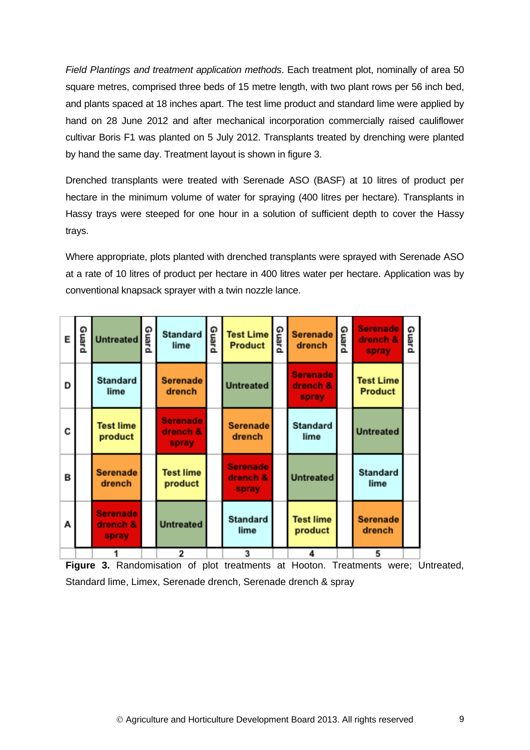*Field Plantings and treatment application methods*. Each treatment plot, nominally of area 50 square metres, comprised three beds of 15 metre length, with two plant rows per 56 inch bed, and plants spaced at 18 inches apart. The test lime product and standard lime were applied by hand on 28 June 2012 and after mechanical incorporation commercially raised cauliflower cultivar Boris F1 was planted on 5 July 2012. Transplants treated by drenching were planted by hand the same day. Treatment layout is shown in figure 3.

Drenched transplants were treated with Serenade ASO (BASF) at 10 litres of product per hectare in the minimum volume of water for spraying (400 litres per hectare). Transplants in Hassy trays were steeped for one hour in a solution of sufficient depth to cover the Hassy trays.

Where appropriate, plots planted with drenched transplants were sprayed with Serenade ASO at a rate of 10 litres of product per hectare in 400 litres water per hectare. Application was by conventional knapsack sprayer with a twin nozzle lance.

| | Guard | 1 | Guard | 2 | Guard | 3 | Guard | 4 | Guard | 5 | Guard |
|---|---|---|---|---|---|---|---|---|---|---|---|
| E | | Untreated | | Standard lime | | Test Lime Product | | Serenade drench | | Serenade drench & spray | |
| D | | Standard lime | | Serenade drench | | Untreated | | Serenade drench & spray | | Test Lime Product | |
| C | | Test lime product | | Serenade drench & spray | | Serenade drench | | Standard lime | | Untreated | |
| B | | Serenade drench | | Test lime product | | Serenade drench & spray | | Untreated | | Standard lime | |
| A | | Serenade drench & spray | | Untreated | | Standard lime | | Test lime product | | Serenade drench | |

**Figure 3.** Randomisation of plot treatments at Hooton. Treatments were; Untreated, Standard lime, Limex, Serenade drench, Serenade drench & spray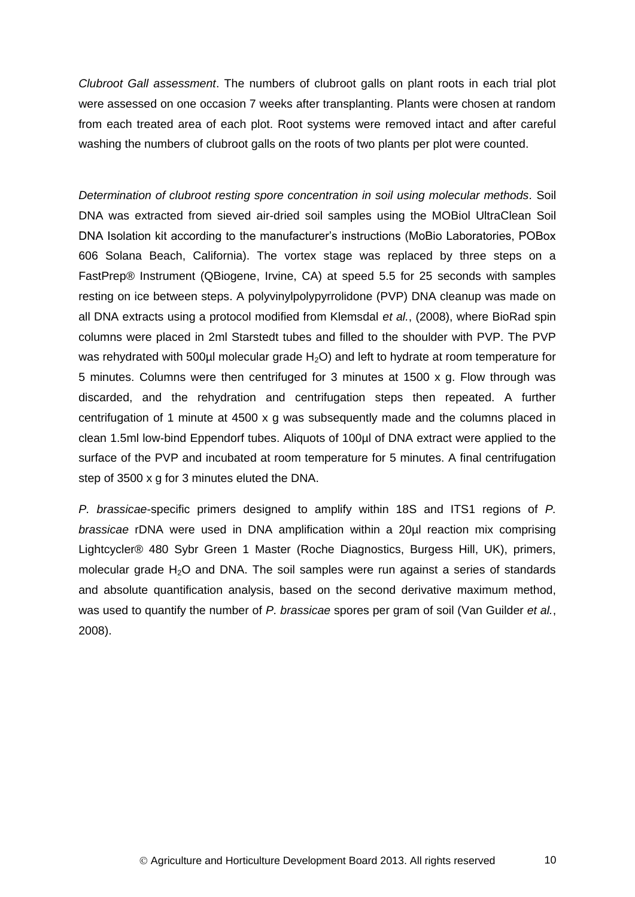*Clubroot Gall assessment*. The numbers of clubroot galls on plant roots in each trial plot were assessed on one occasion 7 weeks after transplanting. Plants were chosen at random from each treated area of each plot. Root systems were removed intact and after careful washing the numbers of clubroot galls on the roots of two plants per plot were counted.

*Determination of clubroot resting spore concentration in soil using molecular methods*. Soil DNA was extracted from sieved air-dried soil samples using the MOBiol UltraClean Soil DNA Isolation kit according to the manufacturer's instructions (MoBio Laboratories, POBox 606 Solana Beach, California). The vortex stage was replaced by three steps on a FastPrep® Instrument (QBiogene, Irvine, CA) at speed 5.5 for 25 seconds with samples resting on ice between steps. A polyvinylpolypyrrolidone (PVP) DNA cleanup was made on all DNA extracts using a protocol modified from Klemsdal *et al.*, (2008), where BioRad spin columns were placed in 2ml Starstedt tubes and filled to the shoulder with PVP. The PVP was rehydrated with 500µl molecular grade $H_2O$) and left to hydrate at room temperature for 5 minutes. Columns were then centrifuged for 3 minutes at 1500 x g. Flow through was discarded, and the rehydration and centrifugation steps then repeated. A further centrifugation of 1 minute at 4500 x g was subsequently made and the columns placed in clean 1.5ml low-bind Eppendorf tubes. Aliquots of 100µl of DNA extract were applied to the surface of the PVP and incubated at room temperature for 5 minutes. A final centrifugation step of 3500 x g for 3 minutes eluted the DNA.

*P. brassicae*-specific primers designed to amplify within 18S and ITS1 regions of *P. brassicae* rDNA were used in DNA amplification within a 20µl reaction mix comprising Lightcycler® 480 Sybr Green 1 Master (Roche Diagnostics, Burgess Hill, UK), primers, molecular grade $H_2O$ and DNA. The soil samples were run against a series of standards and absolute quantification analysis, based on the second derivative maximum method, was used to quantify the number of *P. brassicae* spores per gram of soil (Van Guilder *et al.*, 2008).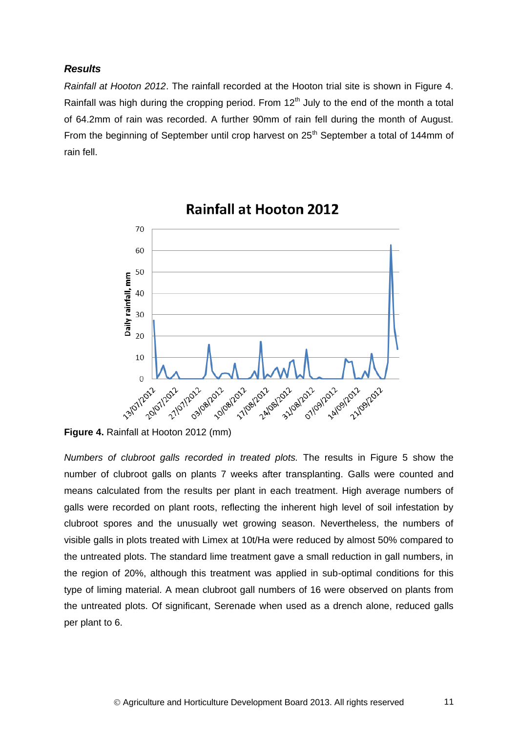***Results***

*Rainfall at Hooton 2012*. The rainfall recorded at the Hooton trial site is shown in Figure 4. Rainfall was high during the cropping period. From 12th July to the end of the month a total of 64.2mm of rain was recorded. A further 90mm of rain fell during the month of August. From the beginning of September until crop harvest on 25th September a total of 144mm of rain fell.

**Figure 4.** Rainfall at Hooton 2012 (mm)

*Numbers of clubroot galls recorded in treated plots.* The results in Figure 5 show the number of clubroot galls on plants 7 weeks after transplanting. Galls were counted and means calculated from the results per plant in each treatment. High average numbers of galls were recorded on plant roots, reflecting the inherent high level of soil infestation by clubroot spores and the unusually wet growing season. Nevertheless, the numbers of visible galls in plots treated with Limex at 10t/Ha were reduced by almost 50% compared to the untreated plots. The standard lime treatment gave a small reduction in gall numbers, in the region of 20%, although this treatment was applied in sub-optimal conditions for this type of liming material. A mean clubroot gall numbers of 16 were observed on plants from the untreated plots. Of significant, Serenade when used as a drench alone, reduced galls per plant to 6.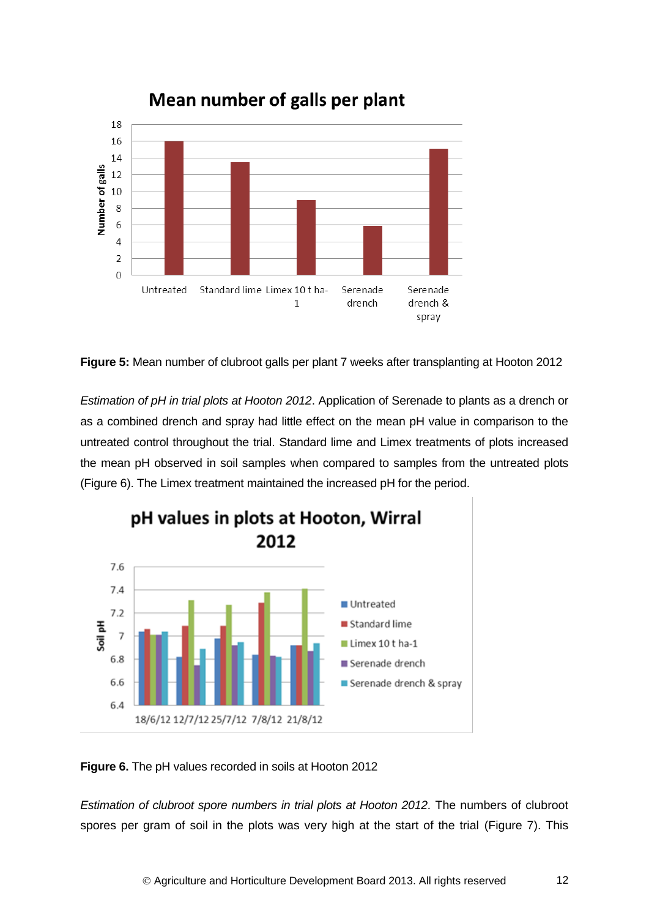**Figure 5:** Mean number of clubroot galls per plant 7 weeks after transplanting at Hooton 2012

*Estimation of pH in trial plots at Hooton 2012*. Application of Serenade to plants as a drench or as a combined drench and spray had little effect on the mean pH value in comparison to the untreated control throughout the trial. Standard lime and Limex treatments of plots increased the mean pH observed in soil samples when compared to samples from the untreated plots (Figure 6). The Limex treatment maintained the increased pH for the period.

**Figure 6.** The pH values recorded in soils at Hooton 2012

*Estimation of clubroot spore numbers in trial plots at Hooton 2012.* The numbers of clubroot spores per gram of soil in the plots was very high at the start of the trial (Figure 7). This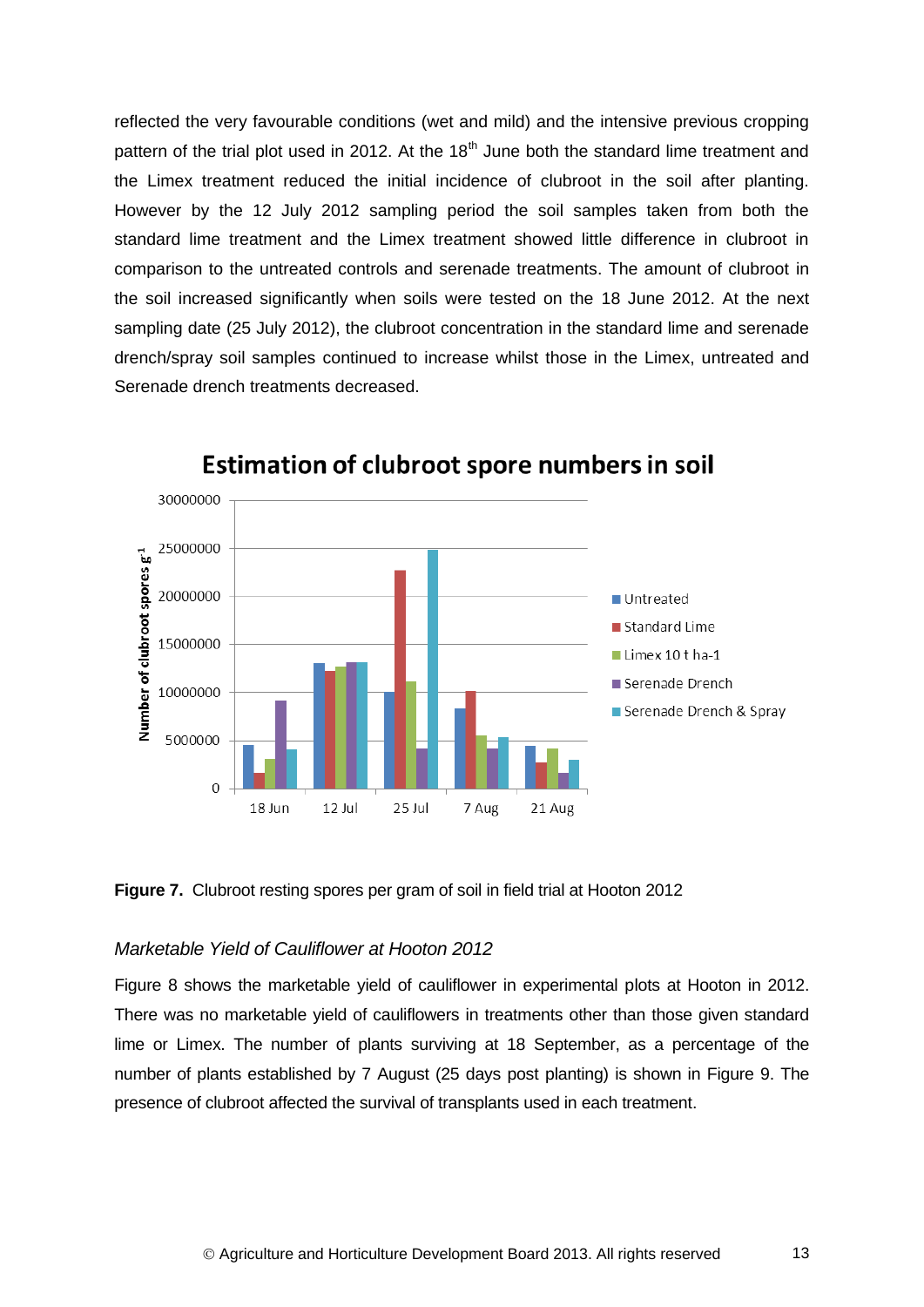reflected the very favourable conditions (wet and mild) and the intensive previous cropping pattern of the trial plot used in 2012. At the 18th June both the standard lime treatment and the Limex treatment reduced the initial incidence of clubroot in the soil after planting. However by the 12 July 2012 sampling period the soil samples taken from both the standard lime treatment and the Limex treatment showed little difference in clubroot in comparison to the untreated controls and serenade treatments. The amount of clubroot in the soil increased significantly when soils were tested on the 18 June 2012. At the next sampling date (25 July 2012), the clubroot concentration in the standard lime and serenade drench/spray soil samples continued to increase whilst those in the Limex, untreated and Serenade drench treatments decreased.

**Figure 7.** Clubroot resting spores per gram of soil in field trial at Hooton 2012

### *Marketable Yield of Cauliflower at Hooton 2012*

Figure 8 shows the marketable yield of cauliflower in experimental plots at Hooton in 2012. There was no marketable yield of cauliflowers in treatments other than those given standard lime or Limex. The number of plants surviving at 18 September, as a percentage of the number of plants established by 7 August (25 days post planting) is shown in Figure 9. The presence of clubroot affected the survival of transplants used in each treatment.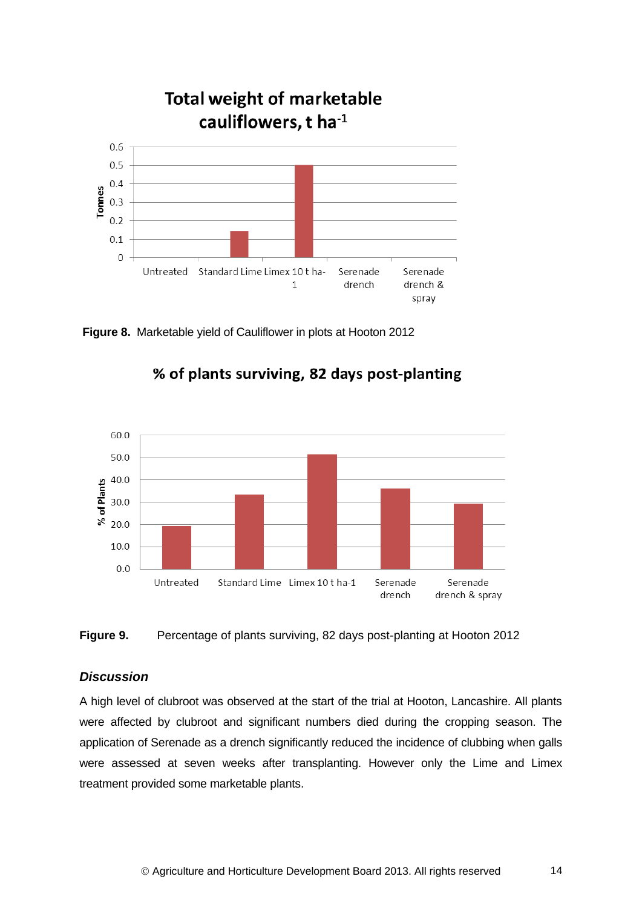**Figure 8.** Marketable yield of Cauliflower in plots at Hooton 2012

**Figure 9.** Percentage of plants surviving, 82 days post-planting at Hooton 2012

### *Discussion*

A high level of clubroot was observed at the start of the trial at Hooton, Lancashire. All plants were affected by clubroot and significant numbers died during the cropping season. The application of Serenade as a drench significantly reduced the incidence of clubbing when galls were assessed at seven weeks after transplanting. However only the Lime and Limex treatment provided some marketable plants.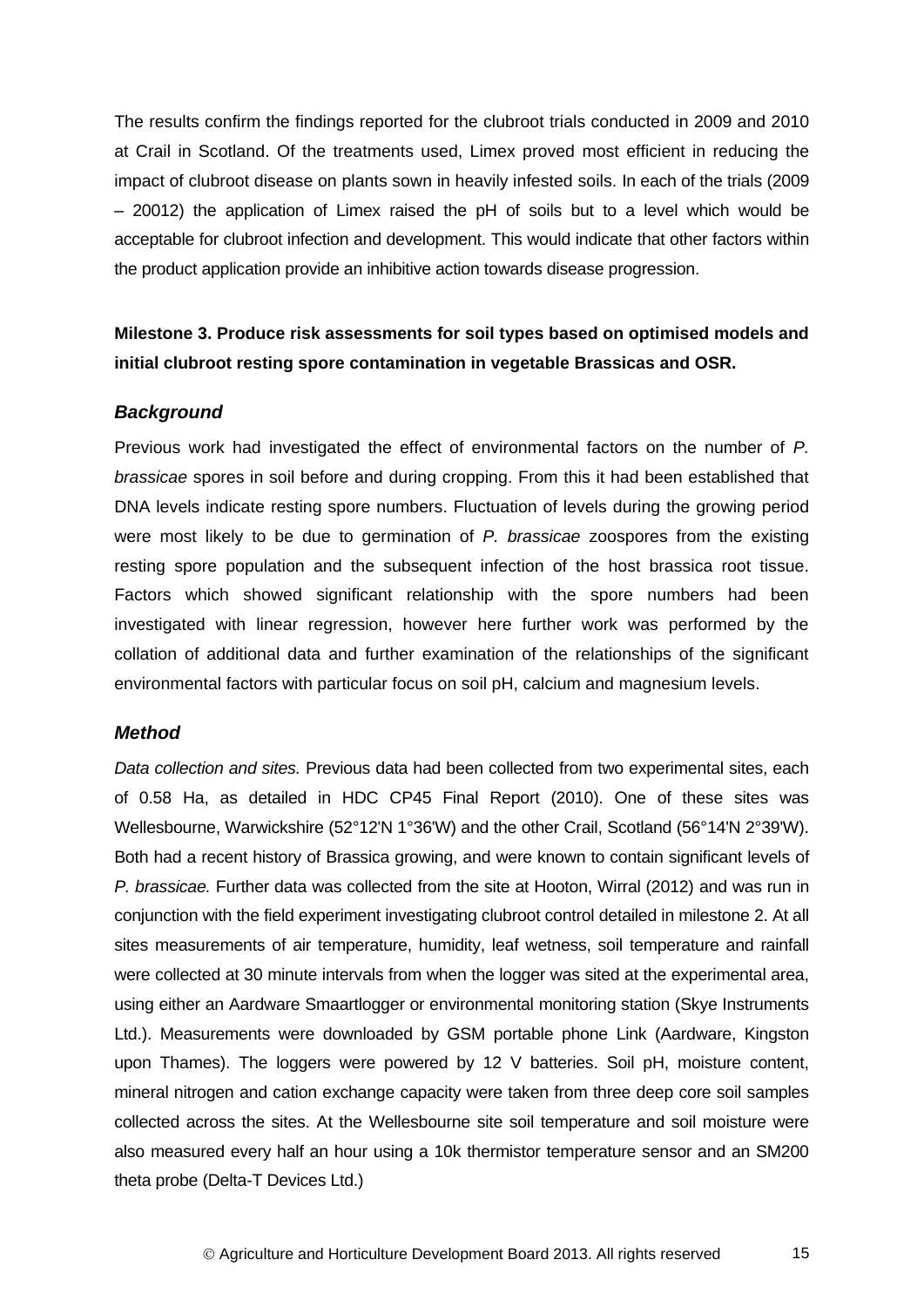The results confirm the findings reported for the clubroot trials conducted in 2009 and 2010 at Crail in Scotland. Of the treatments used, Limex proved most efficient in reducing the impact of clubroot disease on plants sown in heavily infested soils. In each of the trials (2009 – 20012) the application of Limex raised the pH of soils but to a level which would be acceptable for clubroot infection and development. This would indicate that other factors within the product application provide an inhibitive action towards disease progression.

**Milestone 3. Produce risk assessments for soil types based on optimised models and initial clubroot resting spore contamination in vegetable Brassicas and OSR.**

### *Background*

Previous work had investigated the effect of environmental factors on the number of *P. brassicae* spores in soil before and during cropping. From this it had been established that DNA levels indicate resting spore numbers. Fluctuation of levels during the growing period were most likely to be due to germination of *P. brassicae* zoospores from the existing resting spore population and the subsequent infection of the host brassica root tissue. Factors which showed significant relationship with the spore numbers had been investigated with linear regression, however here further work was performed by the collation of additional data and further examination of the relationships of the significant environmental factors with particular focus on soil pH, calcium and magnesium levels.

### *Method*

*Data collection and sites.* Previous data had been collected from two experimental sites, each of 0.58 Ha, as detailed in HDC CP45 Final Report (2010). One of these sites was Wellesbourne, Warwickshire (52°12'N 1°36'W) and the other Crail, Scotland (56°14'N 2°39'W). Both had a recent history of Brassica growing, and were known to contain significant levels of *P. brassicae.* Further data was collected from the site at Hooton, Wirral (2012) and was run in conjunction with the field experiment investigating clubroot control detailed in milestone 2. At all sites measurements of air temperature, humidity, leaf wetness, soil temperature and rainfall were collected at 30 minute intervals from when the logger was sited at the experimental area, using either an Aardware Smaartlogger or environmental monitoring station (Skye Instruments Ltd.). Measurements were downloaded by GSM portable phone Link (Aardware, Kingston upon Thames). The loggers were powered by 12 V batteries. Soil pH, moisture content, mineral nitrogen and cation exchange capacity were taken from three deep core soil samples collected across the sites. At the Wellesbourne site soil temperature and soil moisture were also measured every half an hour using a 10k thermistor temperature sensor and an SM200 theta probe (Delta-T Devices Ltd.)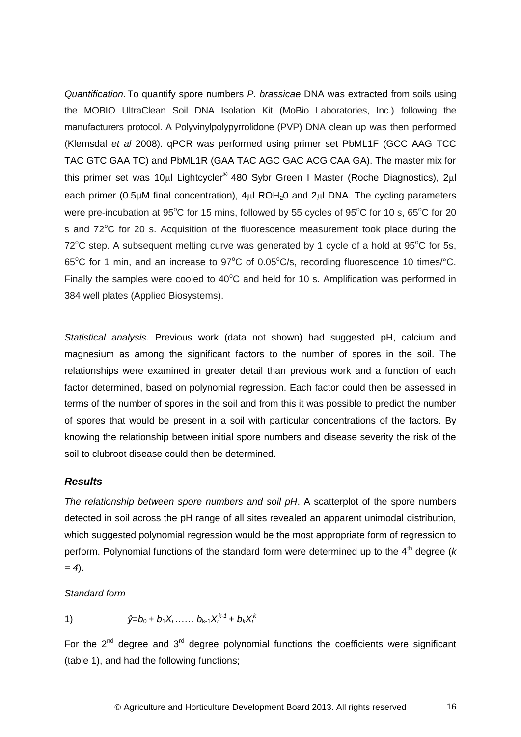*Quantification.* To quantify spore numbers *P. brassicae* DNA was extracted from soils using the MOBIO UltraClean Soil DNA Isolation Kit (MoBio Laboratories, Inc.) following the manufacturers protocol. A Polyvinylpolypyrrolidone (PVP) DNA clean up was then performed (Klemsdal *et al* 2008). qPCR was performed using primer set PbML1F (GCC AAG TCC TAC GTC GAA TC) and PbML1R (GAA TAC AGC GAC ACG CAA GA). The master mix for this primer set was 10μl Lightcycler® 480 Sybr Green I Master (Roche Diagnostics), 2μl each primer (0.5μM final concentration), 4μl $ROH_20$ and 2μl DNA. The cycling parameters were pre-incubation at 95°C for 15 mins, followed by 55 cycles of 95°C for 10 s, 65°C for 20 s and 72°C for 20 s. Acquisition of the fluorescence measurement took place during the 72°C step. A subsequent melting curve was generated by 1 cycle of a hold at 95°C for 5s, 65°C for 1 min, and an increase to 97°C of 0.05°C/s, recording fluorescence 10 times/°C. Finally the samples were cooled to 40°C and held for 10 s. Amplification was performed in 384 well plates (Applied Biosystems).

*Statistical analysis*. Previous work (data not shown) had suggested pH, calcium and magnesium as among the significant factors to the number of spores in the soil. The relationships were examined in greater detail than previous work and a function of each factor determined, based on polynomial regression. Each factor could then be assessed in terms of the number of spores in the soil and from this it was possible to predict the number of spores that would be present in a soil with particular concentrations of the factors. By knowing the relationship between initial spore numbers and disease severity the risk of the soil to clubroot disease could then be determined.

## ***Results***

*The relationship between spore numbers and soil pH*. A scatterplot of the spore numbers detected in soil across the pH range of all sites revealed an apparent unimodal distribution, which suggested polynomial regression would be the most appropriate form of regression to perform. Polynomial functions of the standard form were determined up to the 4th degree ($k = 4$).

*Standard form*

1) $$\hat{y} = b_0 + b_1X_i \ldots\ldots b_{k\text{-}1}X_i^{k-1} + b_kX_i^k$$

For the 2nd degree and 3rd degree polynomial functions the coefficients were significant (table 1), and had the following functions;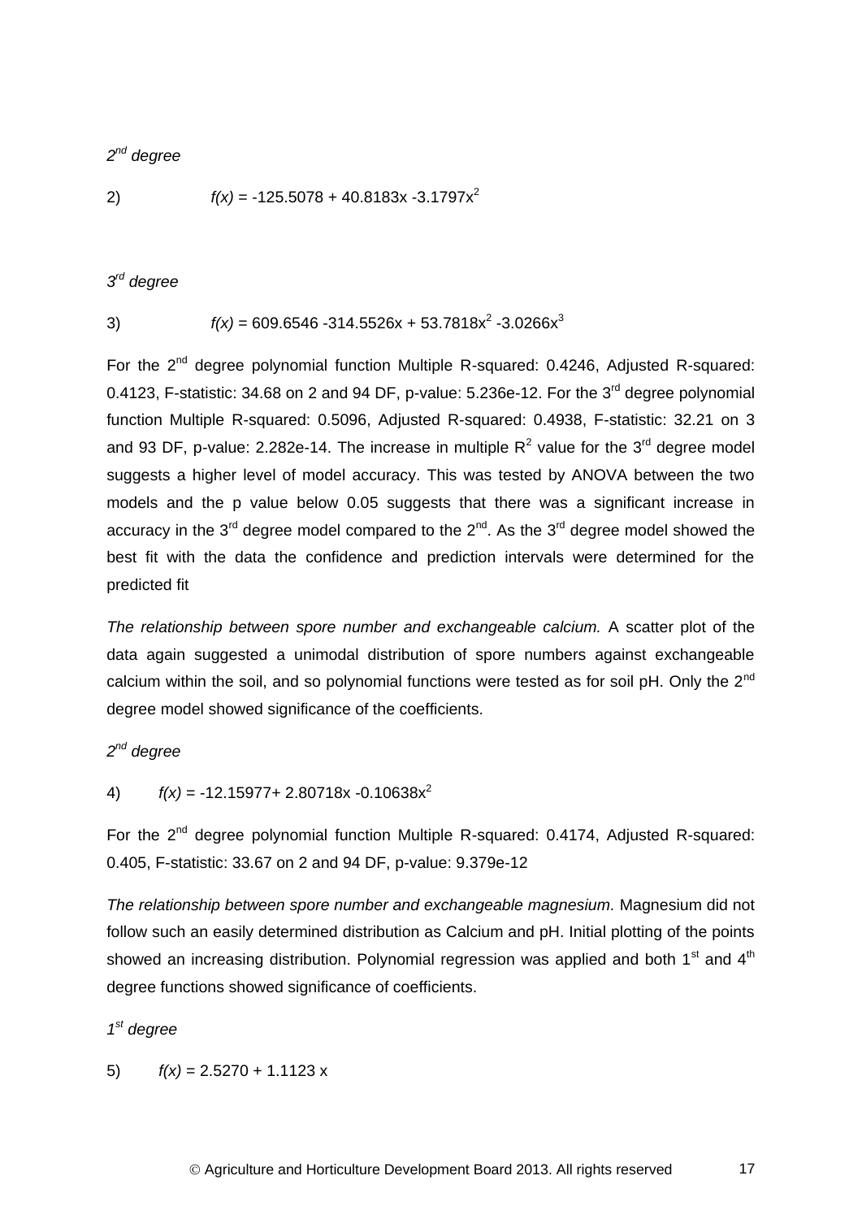*$2^{nd}$ degree*

2) $f(x) = -125.5078 + 40.8183x - 3.1797x^2$

*$3^{rd}$ degree*

3) $f(x) = 609.6546 - 314.5526x + 53.7818x^2 - 3.0266x^3$

For the $2^{nd}$ degree polynomial function Multiple R-squared: 0.4246, Adjusted R-squared: 0.4123, F-statistic: 34.68 on 2 and 94 DF, p-value: 5.236e-12. For the $3^{rd}$ degree polynomial function Multiple R-squared: 0.5096, Adjusted R-squared: 0.4938, F-statistic: 32.21 on 3 and 93 DF, p-value: 2.282e-14. The increase in multiple $R^2$ value for the $3^{rd}$ degree model suggests a higher level of model accuracy. This was tested by ANOVA between the two models and the p value below 0.05 suggests that there was a significant increase in accuracy in the $3^{rd}$ degree model compared to the $2^{nd}$. As the $3^{rd}$ degree model showed the best fit with the data the confidence and prediction intervals were determined for the predicted fit

*The relationship between spore number and exchangeable calcium.* A scatter plot of the data again suggested a unimodal distribution of spore numbers against exchangeable calcium within the soil, and so polynomial functions were tested as for soil pH. Only the $2^{nd}$ degree model showed significance of the coefficients.

*$2^{nd}$ degree*

4) $f(x) = -12.15977 + 2.80718x - 0.10638x^2$

For the $2^{nd}$ degree polynomial function Multiple R-squared: 0.4174, Adjusted R-squared: 0.405, F-statistic: 33.67 on 2 and 94 DF, p-value: 9.379e-12

*The relationship between spore number and exchangeable magnesium.* Magnesium did not follow such an easily determined distribution as Calcium and pH. Initial plotting of the points showed an increasing distribution. Polynomial regression was applied and both $1^{st}$ and $4^{th}$ degree functions showed significance of coefficients.

*$1^{st}$ degree*

5) $f(x) = 2.5270 + 1.1123x$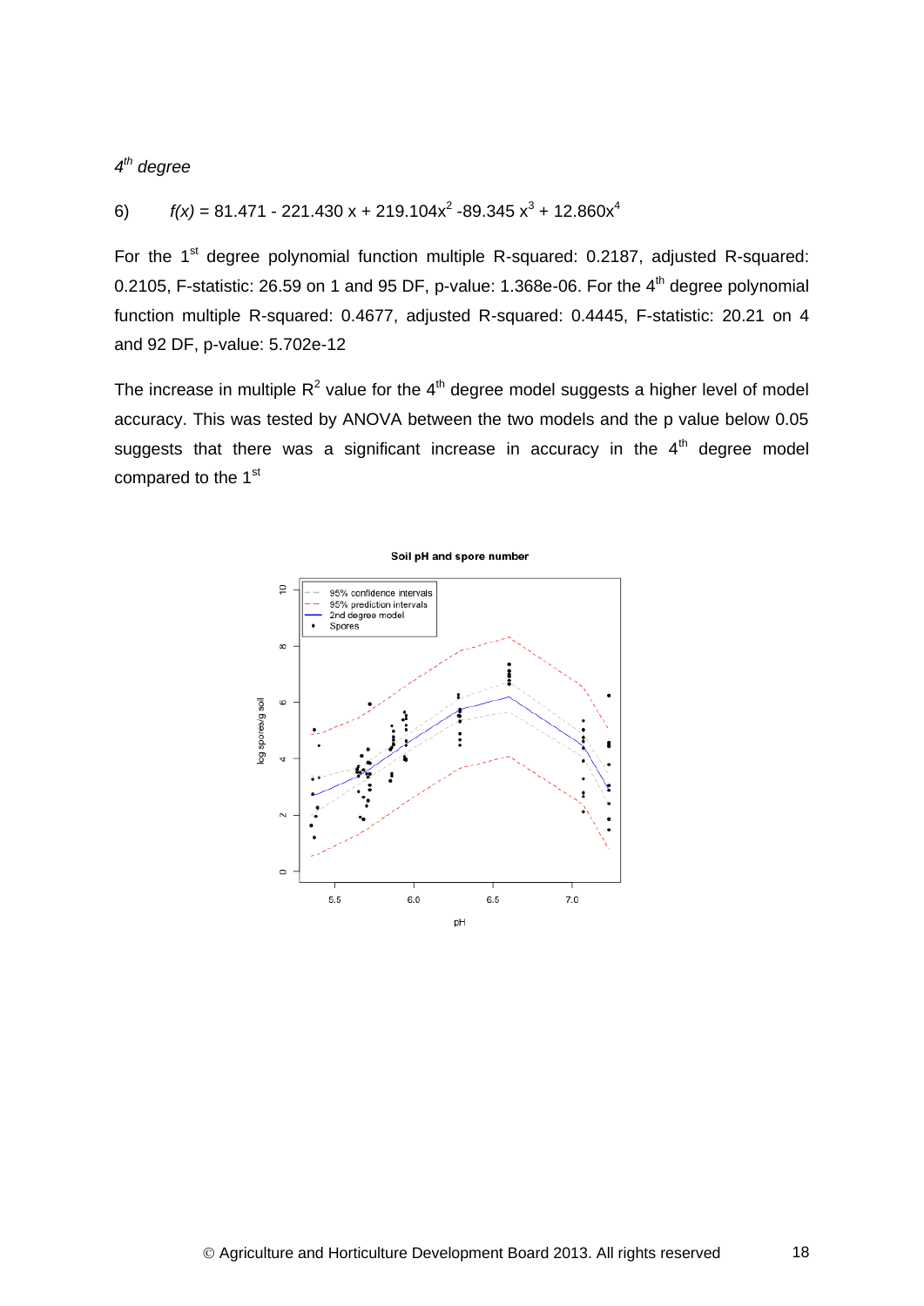*$4^{th}$ degree*

6) $f(x) = 81.471 - 221.430\,x + 219.104x^2 - 89.345\,x^3 + 12.860x^4$

For the 1st degree polynomial function multiple R-squared: 0.2187, adjusted R-squared: 0.2105, F-statistic: 26.59 on 1 and 95 DF, p-value: 1.368e-06. For the 4th degree polynomial function multiple R-squared: 0.4677, adjusted R-squared: 0.4445, F-statistic: 20.21 on 4 and 92 DF, p-value: 5.702e-12

The increase in multiple $R^2$ value for the 4th degree model suggests a higher level of model accuracy. This was tested by ANOVA between the two models and the p value below 0.05 suggests that there was a significant increase in accuracy in the 4th degree model compared to the 1st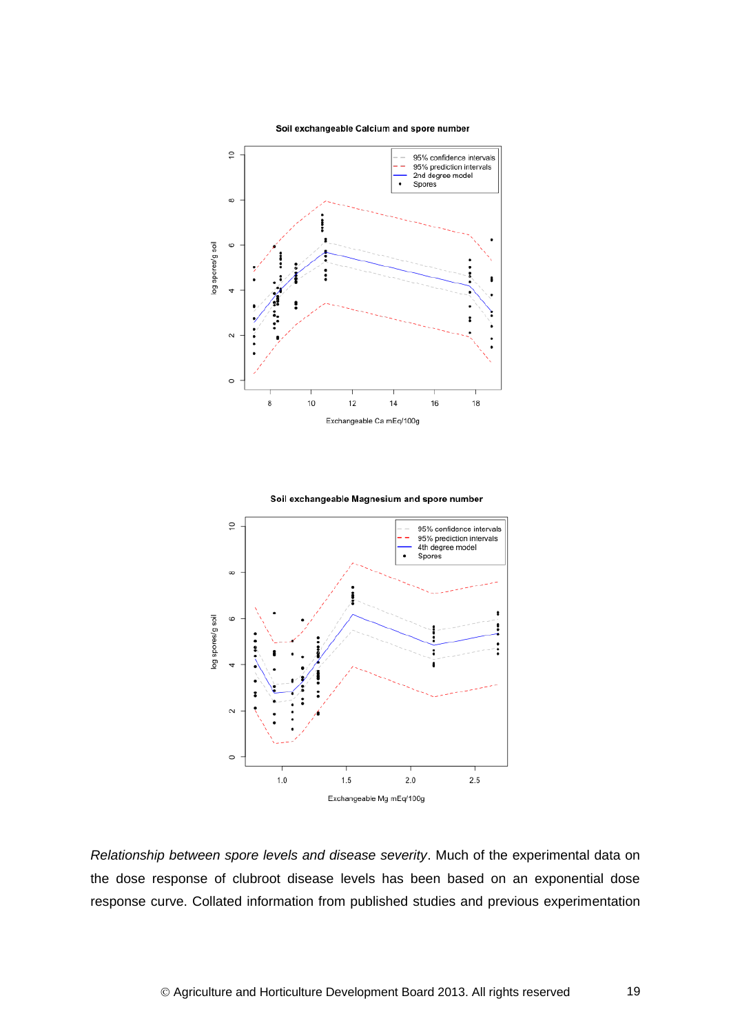Soil exchangeable Calcium and spore number

95% confidence intervals
95% prediction intervals
2nd degree model
Spores

log spores/g soil

Exchangeable Ca mEq/100g

Soil exchangeable Magnesium and spore number

95% confidence intervals
95% prediction intervals
4th degree model
Spores

log spores/g soil

Exchangeable Mg mEq/100g

*Relationship between spore levels and disease severity*. Much of the experimental data on the dose response of clubroot disease levels has been based on an exponential dose response curve. Collated information from published studies and previous experimentation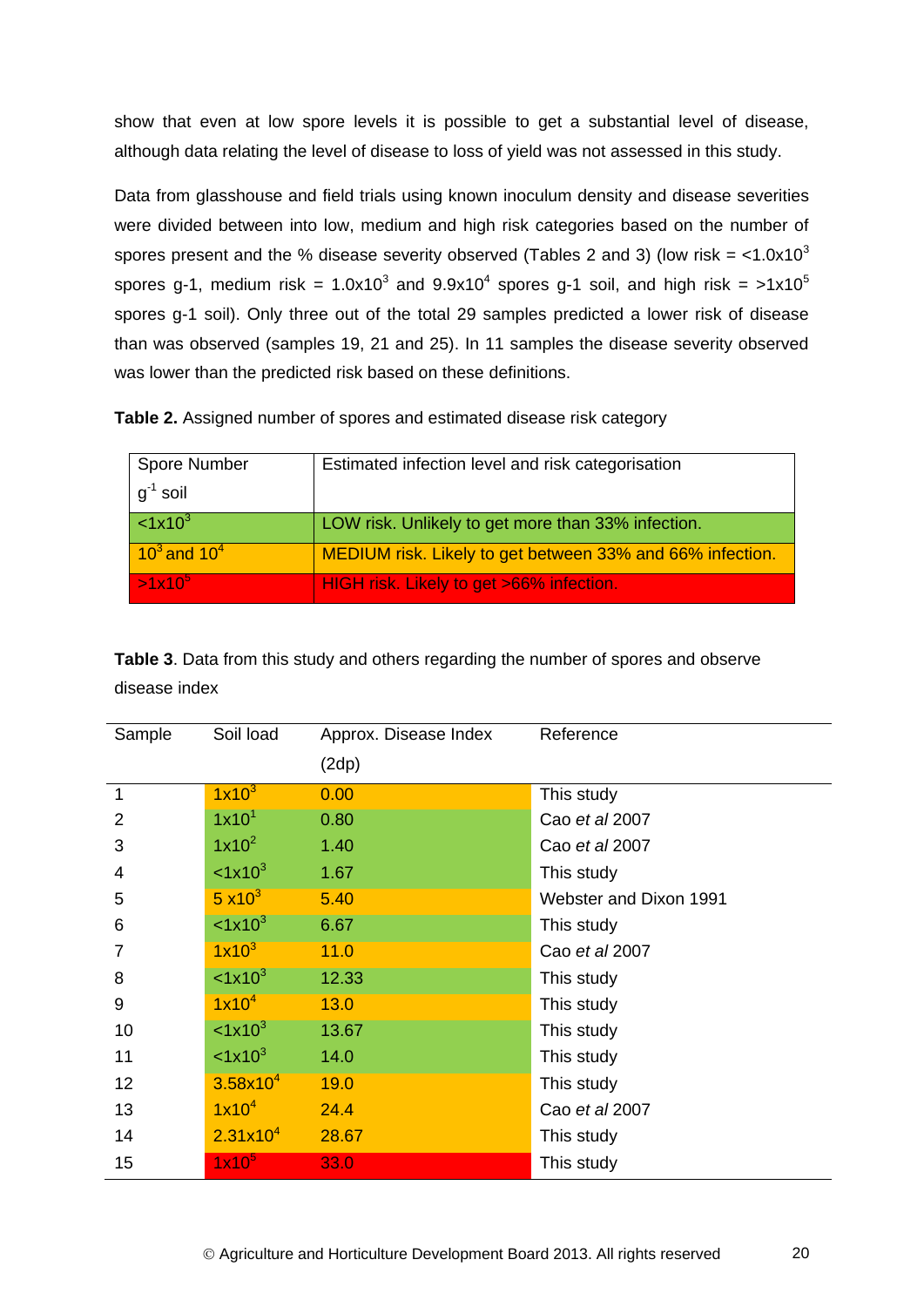show that even at low spore levels it is possible to get a substantial level of disease, although data relating the level of disease to loss of yield was not assessed in this study.

Data from glasshouse and field trials using known inoculum density and disease severities were divided between into low, medium and high risk categories based on the number of spores present and the % disease severity observed (Tables 2 and 3) (low risk = $<1.0x10^3$ spores g-1, medium risk = $1.0x10^3$ and $9.9x10^4$ spores g-1 soil, and high risk = $>1x10^5$ spores g-1 soil). Only three out of the total 29 samples predicted a lower risk of disease than was observed (samples 19, 21 and 25). In 11 samples the disease severity observed was lower than the predicted risk based on these definitions.

**Table 2.** Assigned number of spores and estimated disease risk category

| Spore Number $g^{-1}$ soil | Estimated infection level and risk categorisation |
|---|---|
| $<1x10^3$ | LOW risk. Unlikely to get more than 33% infection. |
| $10^3$ and $10^4$ | MEDIUM risk. Likely to get between 33% and 66% infection. |
| $>1x10^5$ | HIGH risk. Likely to get >66% infection. |

**Table 3**. Data from this study and others regarding the number of spores and observe disease index

| Sample | Soil load | Approx. Disease Index (2dp) | Reference |
|---|---|---|---|
| 1 | $1x10^3$ | 0.00 | This study |
| 2 | $1x10^1$ | 0.80 | Cao *et al* 2007 |
| 3 | $1x10^2$ | 1.40 | Cao *et al* 2007 |
| 4 | $<1x10^3$ | 1.67 | This study |
| 5 | $5 x10^3$ | 5.40 | Webster and Dixon 1991 |
| 6 | $<1x10^3$ | 6.67 | This study |
| 7 | $1x10^3$ | 11.0 | Cao *et al* 2007 |
| 8 | $<1x10^3$ | 12.33 | This study |
| 9 | $1x10^4$ | 13.0 | This study |
| 10 | $<1x10^3$ | 13.67 | This study |
| 11 | $<1x10^3$ | 14.0 | This study |
| 12 | $3.58x10^4$ | 19.0 | This study |
| 13 | $1x10^4$ | 24.4 | Cao *et al* 2007 |
| 14 | $2.31x10^4$ | 28.67 | This study |
| 15 | $1x10^5$ | 33.0 | This study |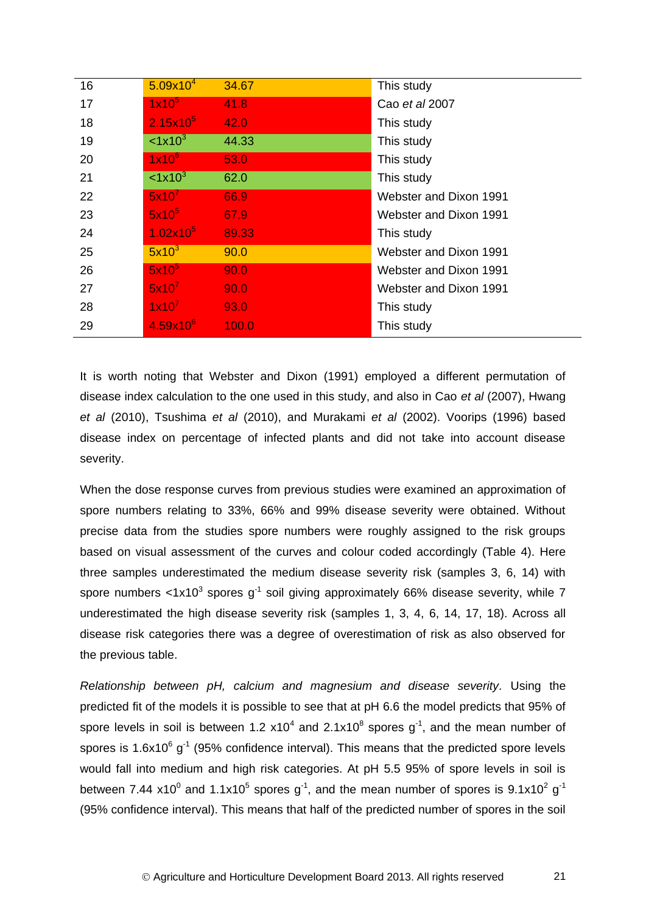| | | | |
|---|---|---|---|
| 16 | $5.09 \times 10^4$ | 34.67 | This study |
| 17 | $1 \times 10^5$ | 41.8 | Cao *et al* 2007 |
| 18 | $2.15 \times 10^5$ | 42.0 | This study |
| 19 | $<1 \times 10^3$ | 44.33 | This study |
| 20 | $1 \times 10^6$ | 53.0 | This study |
| 21 | $<1 \times 10^3$ | 62.0 | This study |
| 22 | $5 \times 10^7$ | 66.9 | Webster and Dixon 1991 |
| 23 | $5 \times 10^5$ | 67.9 | Webster and Dixon 1991 |
| 24 | $1.02 \times 10^5$ | 89.33 | This study |
| 25 | $5 \times 10^3$ | 90.0 | Webster and Dixon 1991 |
| 26 | $5 \times 10^5$ | 90.0 | Webster and Dixon 1991 |
| 27 | $5 \times 10^7$ | 90.0 | Webster and Dixon 1991 |
| 28 | $1 \times 10^7$ | 93.0 | This study |
| 29 | $4.59 \times 10^6$ | 100.0 | This study |

It is worth noting that Webster and Dixon (1991) employed a different permutation of disease index calculation to the one used in this study, and also in Cao *et al* (2007), Hwang *et al* (2010), Tsushima *et al* (2010), and Murakami *et al* (2002). Voorips (1996) based disease index on percentage of infected plants and did not take into account disease severity.

When the dose response curves from previous studies were examined an approximation of spore numbers relating to 33%, 66% and 99% disease severity were obtained. Without precise data from the studies spore numbers were roughly assigned to the risk groups based on visual assessment of the curves and colour coded accordingly (Table 4). Here three samples underestimated the medium disease severity risk (samples 3, 6, 14) with spore numbers $<1 \times 10^3$ spores $g^{-1}$ soil giving approximately 66% disease severity, while 7 underestimated the high disease severity risk (samples 1, 3, 4, 6, 14, 17, 18). Across all disease risk categories there was a degree of overestimation of risk as also observed for the previous table.

*Relationship between pH, calcium and magnesium and disease severity*. Using the predicted fit of the models it is possible to see that at pH 6.6 the model predicts that 95% of spore levels in soil is between $1.2 \times 10^4$ and $2.1 \times 10^8$ spores $g^{-1}$, and the mean number of spores is $1.6 \times 10^6$ $g^{-1}$ (95% confidence interval). This means that the predicted spore levels would fall into medium and high risk categories. At pH 5.5 95% of spore levels in soil is between $7.44 \times 10^0$ and $1.1 \times 10^5$ spores $g^{-1}$, and the mean number of spores is $9.1 \times 10^2$ $g^{-1}$ (95% confidence interval). This means that half of the predicted number of spores in the soil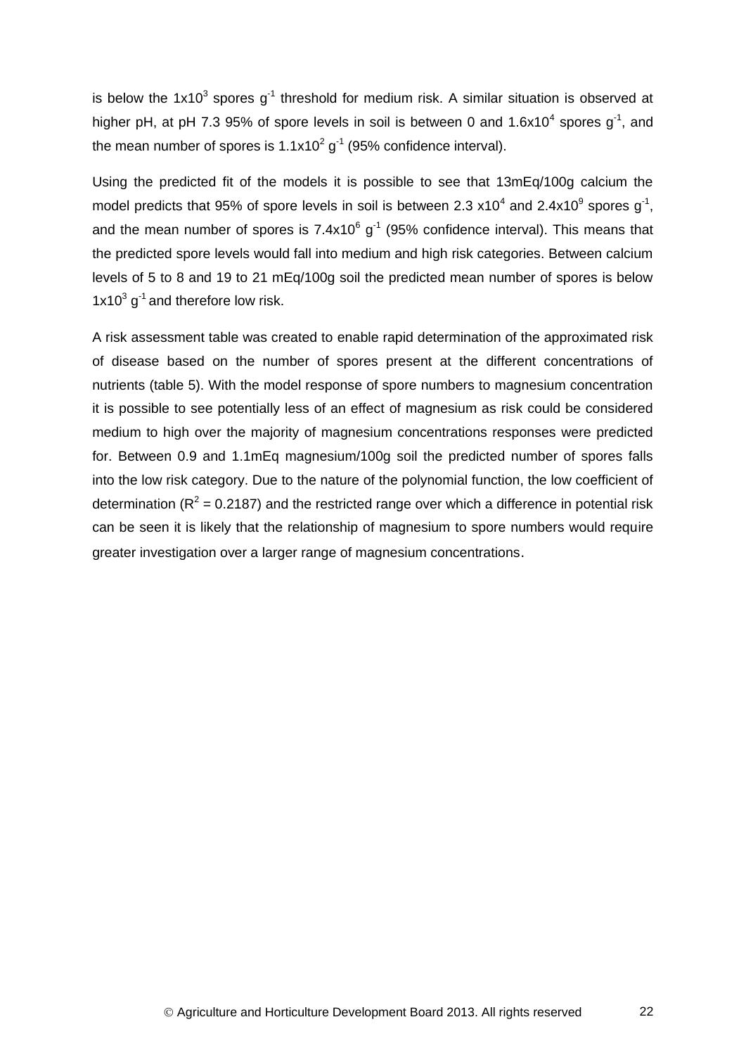is below the $1x10^3$ spores $g^{-1}$ threshold for medium risk. A similar situation is observed at higher pH, at pH 7.3 95% of spore levels in soil is between 0 and $1.6x10^4$ spores $g^{-1}$, and the mean number of spores is $1.1x10^2$ $g^{-1}$ (95% confidence interval).

Using the predicted fit of the models it is possible to see that 13mEq/100g calcium the model predicts that 95% of spore levels in soil is between 2.3 $x10^4$ and $2.4x10^9$ spores $g^{-1}$, and the mean number of spores is $7.4x10^6$ $g^{-1}$ (95% confidence interval). This means that the predicted spore levels would fall into medium and high risk categories. Between calcium levels of 5 to 8 and 19 to 21 mEq/100g soil the predicted mean number of spores is below $1x10^3$ $g^{-1}$ and therefore low risk.

A risk assessment table was created to enable rapid determination of the approximated risk of disease based on the number of spores present at the different concentrations of nutrients (table 5). With the model response of spore numbers to magnesium concentration it is possible to see potentially less of an effect of magnesium as risk could be considered medium to high over the majority of magnesium concentrations responses were predicted for. Between 0.9 and 1.1mEq magnesium/100g soil the predicted number of spores falls into the low risk category. Due to the nature of the polynomial function, the low coefficient of determination ($R^2$ = 0.2187) and the restricted range over which a difference in potential risk can be seen it is likely that the relationship of magnesium to spore numbers would require greater investigation over a larger range of magnesium concentrations.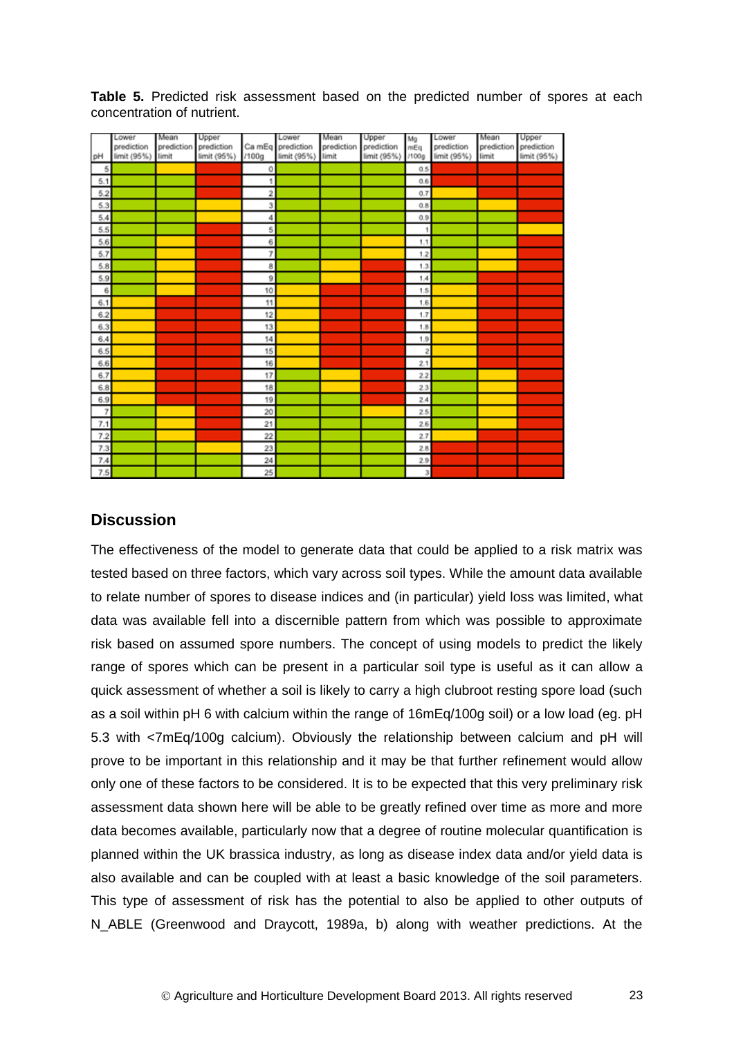**Table 5.** Predicted risk assessment based on the predicted number of spores at each concentration of nutrient.

| pH | Lower prediction limit (95%) | Mean prediction limit | Upper prediction limit (95%) | Ca mEq /100g | Lower prediction limit (95%) | Mean prediction limit | Upper prediction limit (95%) | Mg mEq /100g | Lower prediction limit (95%) | Mean prediction limit | Upper prediction limit (95%) |
|---|---|---|---|---|---|---|---|---|---|---|---|
| 5 | Green | Yellow | Red | 0 | Green | Green | Green | 0.5 | Red | Red | Red |
| 5.1 | Green | Green | Red | 1 | Green | Green | Green | 0.6 | Red | Red | Red |
| 5.2 | Green | Green | Red | 2 | Green | Green | Green | 0.7 | Yellow | Red | Red |
| 5.3 | Green | Green | Yellow | 3 | Green | Green | Green | 0.8 | Green | Yellow | Red |
| 5.4 | Green | Green | Yellow | 4 | Green | Green | Green | 0.9 | Green | Green | Red |
| 5.5 | Green | Green | Red | 5 | Green | Green | Green | 1 | Green | Green | Yellow |
| 5.6 | Green | Yellow | Red | 6 | Green | Green | Yellow | 1.1 | Green | Green | Red |
| 5.7 | Green | Yellow | Red | 7 | Green | Green | Yellow | 1.2 | Green | Yellow | Red |
| 5.8 | Green | Yellow | Red | 8 | Green | Yellow | Red | 1.3 | Green | Yellow | Red |
| 5.9 | Green | Yellow | Red | 9 | Green | Yellow | Red | 1.4 | Green | Red | Red |
| 6 | Green | Yellow | Red | 10 | Yellow | Red | Red | 1.5 | Yellow | Red | Red |
| 6.1 | Yellow | Red | Red | 11 | Yellow | Red | Red | 1.6 | Yellow | Red | Red |
| 6.2 | Yellow | Red | Red | 12 | Yellow | Red | Red | 1.7 | Yellow | Red | Red |
| 6.3 | Yellow | Red | Red | 13 | Yellow | Red | Red | 1.8 | Yellow | Red | Red |
| 6.4 | Yellow | Red | Red | 14 | Yellow | Red | Red | 1.9 | Yellow | Red | Red |
| 6.5 | Yellow | Red | Red | 15 | Yellow | Red | Red | 2 | Yellow | Red | Red |
| 6.6 | Yellow | Red | Red | 16 | Yellow | Red | Red | 2.1 | Yellow | Red | Red |
| 6.7 | Yellow | Red | Red | 17 | Green | Yellow | Red | 2.2 | Green | Yellow | Red |
| 6.8 | Yellow | Red | Red | 18 | Green | Yellow | Red | 2.3 | Green | Yellow | Red |
| 6.9 | Yellow | Red | Red | 19 | Green | Green | Red | 2.4 | Green | Yellow | Red |
| 7 | Green | Yellow | Red | 20 | Green | Green | Yellow | 2.5 | Green | Yellow | Red |
| 7.1 | Green | Yellow | Red | 21 | Green | Green | Green | 2.6 | Green | Yellow | Red |
| 7.2 | Green | Green | Red | 22 | Green | Green | Green | 2.7 | Yellow | Red | Red |
| 7.3 | Green | Green | Yellow | 23 | Green | Green | Green | 2.8 | Red | Red | Red |
| 7.4 | Green | Green | Green | 24 | Green | Green | Green | 2.9 | Red | Red | Red |
| 7.5 | Green | Green | Green | 25 | Green | Green | Green | 3 | Red | Red | Red |

## Discussion

The effectiveness of the model to generate data that could be applied to a risk matrix was tested based on three factors, which vary across soil types. While the amount data available to relate number of spores to disease indices and (in particular) yield loss was limited, what data was available fell into a discernible pattern from which was possible to approximate risk based on assumed spore numbers. The concept of using models to predict the likely range of spores which can be present in a particular soil type is useful as it can allow a quick assessment of whether a soil is likely to carry a high clubroot resting spore load (such as a soil within pH 6 with calcium within the range of 16mEq/100g soil) or a low load (eg. pH 5.3 with <7mEq/100g calcium). Obviously the relationship between calcium and pH will prove to be important in this relationship and it may be that further refinement would allow only one of these factors to be considered. It is to be expected that this very preliminary risk assessment data shown here will be able to be greatly refined over time as more and more data becomes available, particularly now that a degree of routine molecular quantification is planned within the UK brassica industry, as long as disease index data and/or yield data is also available and can be coupled with at least a basic knowledge of the soil parameters. This type of assessment of risk has the potential to also be applied to other outputs of N_ABLE (Greenwood and Draycott, 1989a, b) along with weather predictions. At the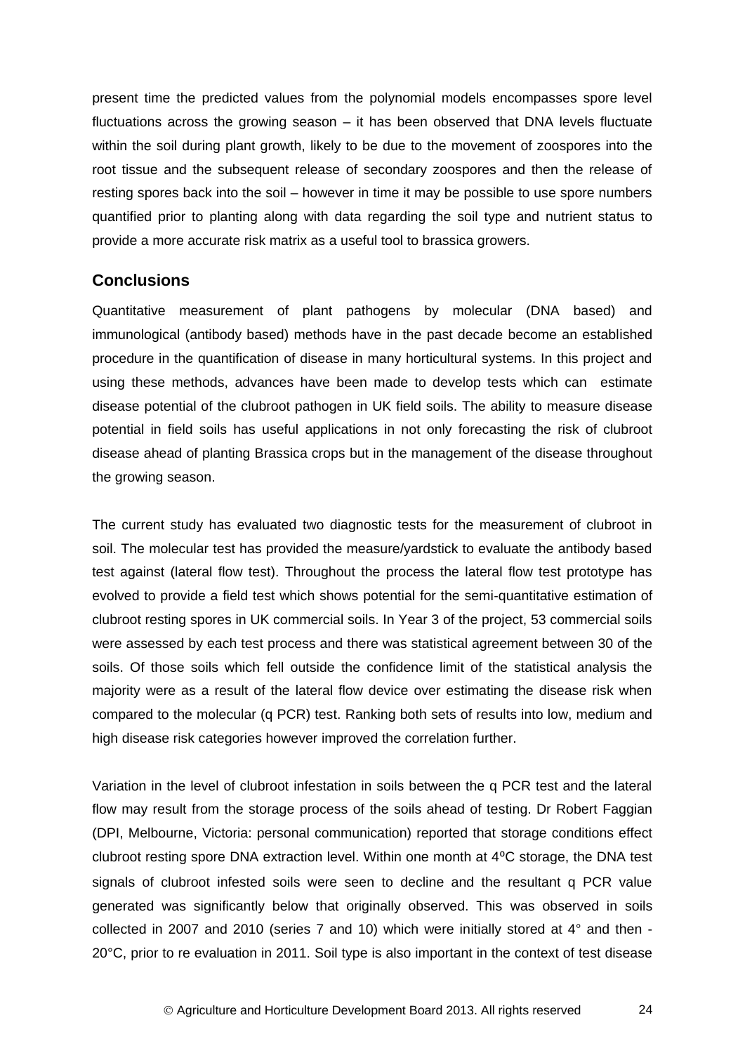present time the predicted values from the polynomial models encompasses spore level fluctuations across the growing season – it has been observed that DNA levels fluctuate within the soil during plant growth, likely to be due to the movement of zoospores into the root tissue and the subsequent release of secondary zoospores and then the release of resting spores back into the soil – however in time it may be possible to use spore numbers quantified prior to planting along with data regarding the soil type and nutrient status to provide a more accurate risk matrix as a useful tool to brassica growers.

## Conclusions

Quantitative measurement of plant pathogens by molecular (DNA based) and immunological (antibody based) methods have in the past decade become an established procedure in the quantification of disease in many horticultural systems. In this project and using these methods, advances have been made to develop tests which can estimate disease potential of the clubroot pathogen in UK field soils. The ability to measure disease potential in field soils has useful applications in not only forecasting the risk of clubroot disease ahead of planting Brassica crops but in the management of the disease throughout the growing season.

The current study has evaluated two diagnostic tests for the measurement of clubroot in soil. The molecular test has provided the measure/yardstick to evaluate the antibody based test against (lateral flow test). Throughout the process the lateral flow test prototype has evolved to provide a field test which shows potential for the semi-quantitative estimation of clubroot resting spores in UK commercial soils. In Year 3 of the project, 53 commercial soils were assessed by each test process and there was statistical agreement between 30 of the soils. Of those soils which fell outside the confidence limit of the statistical analysis the majority were as a result of the lateral flow device over estimating the disease risk when compared to the molecular (q PCR) test. Ranking both sets of results into low, medium and high disease risk categories however improved the correlation further.

Variation in the level of clubroot infestation in soils between the q PCR test and the lateral flow may result from the storage process of the soils ahead of testing. Dr Robert Faggian (DPI, Melbourne, Victoria: personal communication) reported that storage conditions effect clubroot resting spore DNA extraction level. Within one month at 4ºC storage, the DNA test signals of clubroot infested soils were seen to decline and the resultant q PCR value generated was significantly below that originally observed. This was observed in soils collected in 2007 and 2010 (series 7 and 10) which were initially stored at 4° and then -20°C, prior to re evaluation in 2011. Soil type is also important in the context of test disease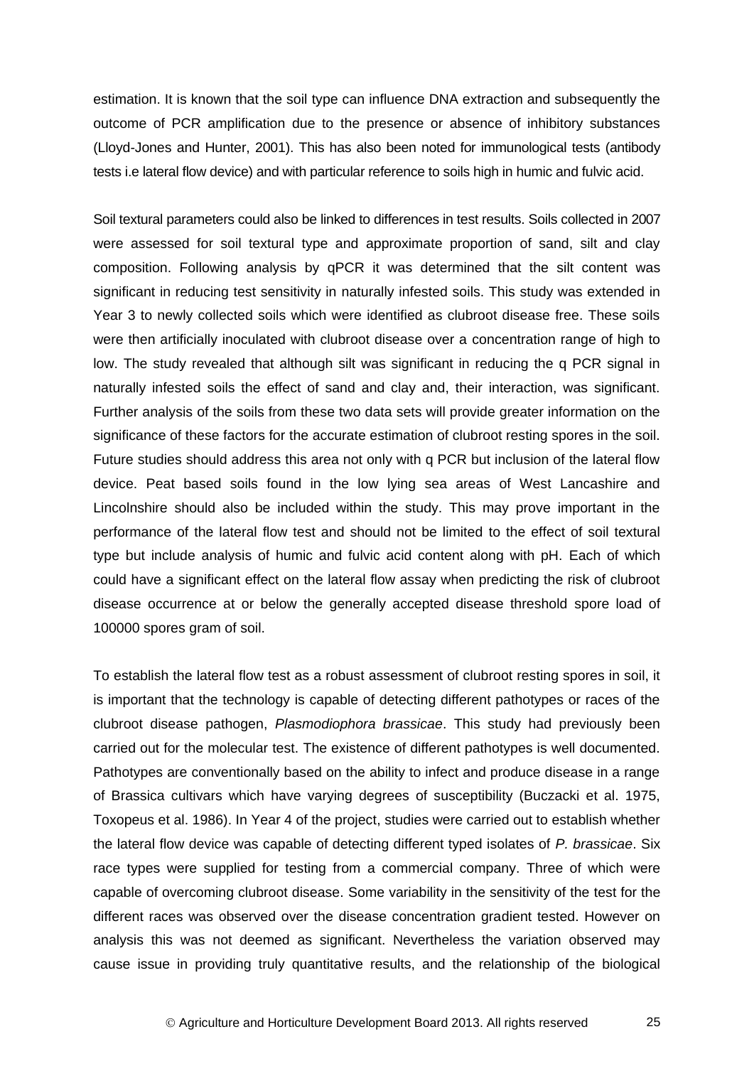estimation. It is known that the soil type can influence DNA extraction and subsequently the outcome of PCR amplification due to the presence or absence of inhibitory substances (Lloyd-Jones and Hunter, 2001). This has also been noted for immunological tests (antibody tests i.e lateral flow device) and with particular reference to soils high in humic and fulvic acid.

Soil textural parameters could also be linked to differences in test results. Soils collected in 2007 were assessed for soil textural type and approximate proportion of sand, silt and clay composition. Following analysis by qPCR it was determined that the silt content was significant in reducing test sensitivity in naturally infested soils. This study was extended in Year 3 to newly collected soils which were identified as clubroot disease free. These soils were then artificially inoculated with clubroot disease over a concentration range of high to low. The study revealed that although silt was significant in reducing the q PCR signal in naturally infested soils the effect of sand and clay and, their interaction, was significant. Further analysis of the soils from these two data sets will provide greater information on the significance of these factors for the accurate estimation of clubroot resting spores in the soil. Future studies should address this area not only with q PCR but inclusion of the lateral flow device. Peat based soils found in the low lying sea areas of West Lancashire and Lincolnshire should also be included within the study. This may prove important in the performance of the lateral flow test and should not be limited to the effect of soil textural type but include analysis of humic and fulvic acid content along with pH. Each of which could have a significant effect on the lateral flow assay when predicting the risk of clubroot disease occurrence at or below the generally accepted disease threshold spore load of 100000 spores gram of soil.

To establish the lateral flow test as a robust assessment of clubroot resting spores in soil, it is important that the technology is capable of detecting different pathotypes or races of the clubroot disease pathogen, *Plasmodiophora brassicae*. This study had previously been carried out for the molecular test. The existence of different pathotypes is well documented. Pathotypes are conventionally based on the ability to infect and produce disease in a range of Brassica cultivars which have varying degrees of susceptibility (Buczacki et al. 1975, Toxopeus et al. 1986). In Year 4 of the project, studies were carried out to establish whether the lateral flow device was capable of detecting different typed isolates of *P. brassicae*. Six race types were supplied for testing from a commercial company. Three of which were capable of overcoming clubroot disease. Some variability in the sensitivity of the test for the different races was observed over the disease concentration gradient tested. However on analysis this was not deemed as significant. Nevertheless the variation observed may cause issue in providing truly quantitative results, and the relationship of the biological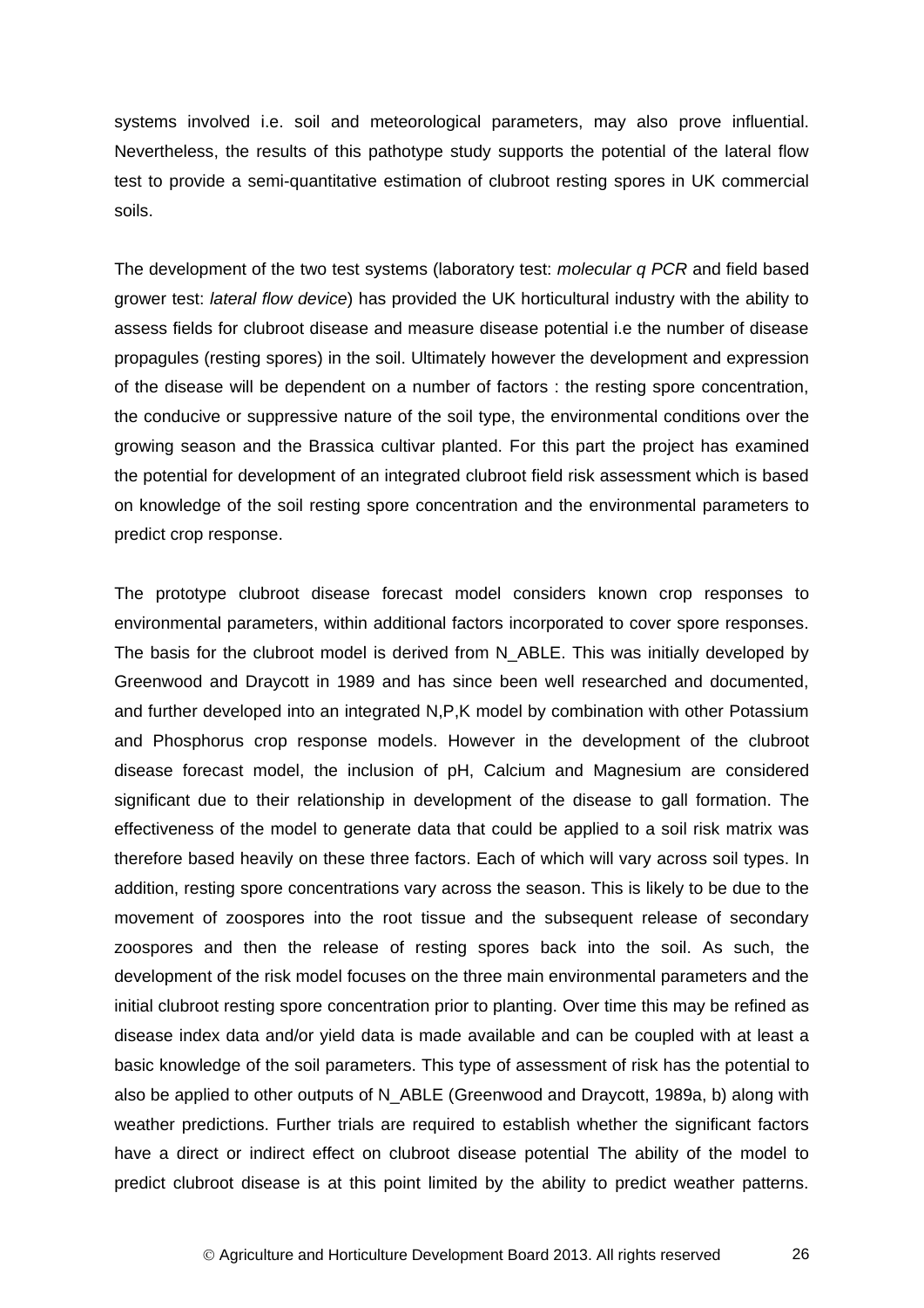systems involved i.e. soil and meteorological parameters, may also prove influential. Nevertheless, the results of this pathotype study supports the potential of the lateral flow test to provide a semi-quantitative estimation of clubroot resting spores in UK commercial soils.

The development of the two test systems (laboratory test: *molecular q PCR* and field based grower test: *lateral flow device*) has provided the UK horticultural industry with the ability to assess fields for clubroot disease and measure disease potential i.e the number of disease propagules (resting spores) in the soil. Ultimately however the development and expression of the disease will be dependent on a number of factors : the resting spore concentration, the conducive or suppressive nature of the soil type, the environmental conditions over the growing season and the Brassica cultivar planted. For this part the project has examined the potential for development of an integrated clubroot field risk assessment which is based on knowledge of the soil resting spore concentration and the environmental parameters to predict crop response.

The prototype clubroot disease forecast model considers known crop responses to environmental parameters, within additional factors incorporated to cover spore responses. The basis for the clubroot model is derived from N_ABLE. This was initially developed by Greenwood and Draycott in 1989 and has since been well researched and documented, and further developed into an integrated N,P,K model by combination with other Potassium and Phosphorus crop response models. However in the development of the clubroot disease forecast model, the inclusion of pH, Calcium and Magnesium are considered significant due to their relationship in development of the disease to gall formation. The effectiveness of the model to generate data that could be applied to a soil risk matrix was therefore based heavily on these three factors. Each of which will vary across soil types. In addition, resting spore concentrations vary across the season. This is likely to be due to the movement of zoospores into the root tissue and the subsequent release of secondary zoospores and then the release of resting spores back into the soil. As such, the development of the risk model focuses on the three main environmental parameters and the initial clubroot resting spore concentration prior to planting. Over time this may be refined as disease index data and/or yield data is made available and can be coupled with at least a basic knowledge of the soil parameters. This type of assessment of risk has the potential to also be applied to other outputs of N_ABLE (Greenwood and Draycott, 1989a, b) along with weather predictions. Further trials are required to establish whether the significant factors have a direct or indirect effect on clubroot disease potential The ability of the model to predict clubroot disease is at this point limited by the ability to predict weather patterns.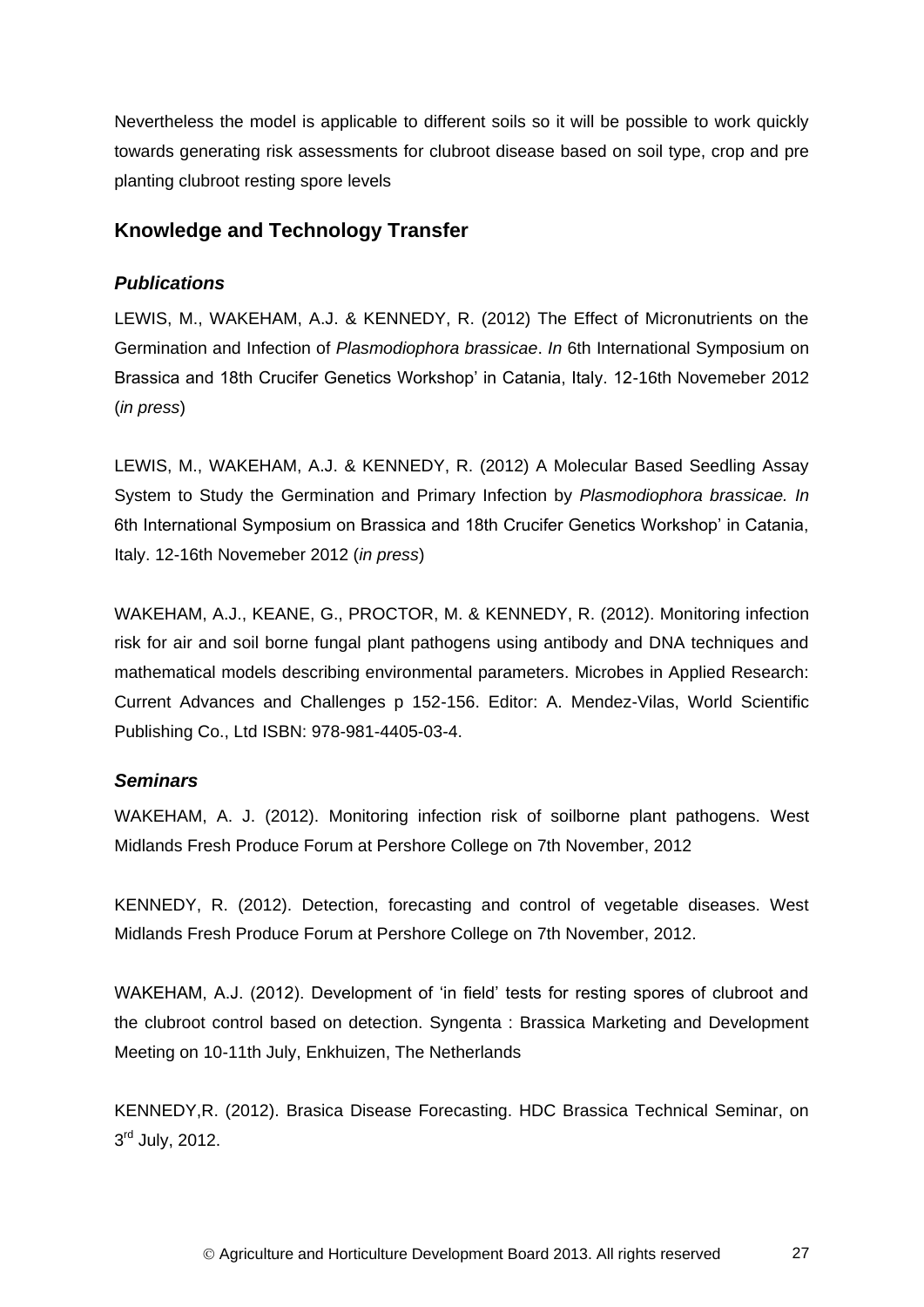Nevertheless the model is applicable to different soils so it will be possible to work quickly towards generating risk assessments for clubroot disease based on soil type, crop and pre planting clubroot resting spore levels

## Knowledge and Technology Transfer

### *Publications*

LEWIS, M., WAKEHAM, A.J. & KENNEDY, R. (2012) The Effect of Micronutrients on the Germination and Infection of *Plasmodiophora brassicae*. *In* 6th International Symposium on Brassica and 18th Crucifer Genetics Workshop' in Catania, Italy. 12-16th Novemeber 2012 (*in press*)

LEWIS, M., WAKEHAM, A.J. & KENNEDY, R. (2012) A Molecular Based Seedling Assay System to Study the Germination and Primary Infection by *Plasmodiophora brassicae. In* 6th International Symposium on Brassica and 18th Crucifer Genetics Workshop' in Catania, Italy. 12-16th Novemeber 2012 (*in press*)

WAKEHAM, A.J., KEANE, G., PROCTOR, M. & KENNEDY, R. (2012). Monitoring infection risk for air and soil borne fungal plant pathogens using antibody and DNA techniques and mathematical models describing environmental parameters. Microbes in Applied Research: Current Advances and Challenges p 152-156. Editor: A. Mendez-Vilas, World Scientific Publishing Co., Ltd ISBN: 978-981-4405-03-4.

### *Seminars*

WAKEHAM, A. J. (2012). Monitoring infection risk of soilborne plant pathogens. West Midlands Fresh Produce Forum at Pershore College on 7th November, 2012

KENNEDY, R. (2012). Detection, forecasting and control of vegetable diseases. West Midlands Fresh Produce Forum at Pershore College on 7th November, 2012.

WAKEHAM, A.J. (2012). Development of 'in field' tests for resting spores of clubroot and the clubroot control based on detection. Syngenta : Brassica Marketing and Development Meeting on 10-11th July, Enkhuizen, The Netherlands

KENNEDY,R. (2012). Brasica Disease Forecasting. HDC Brassica Technical Seminar, on 3rd July, 2012.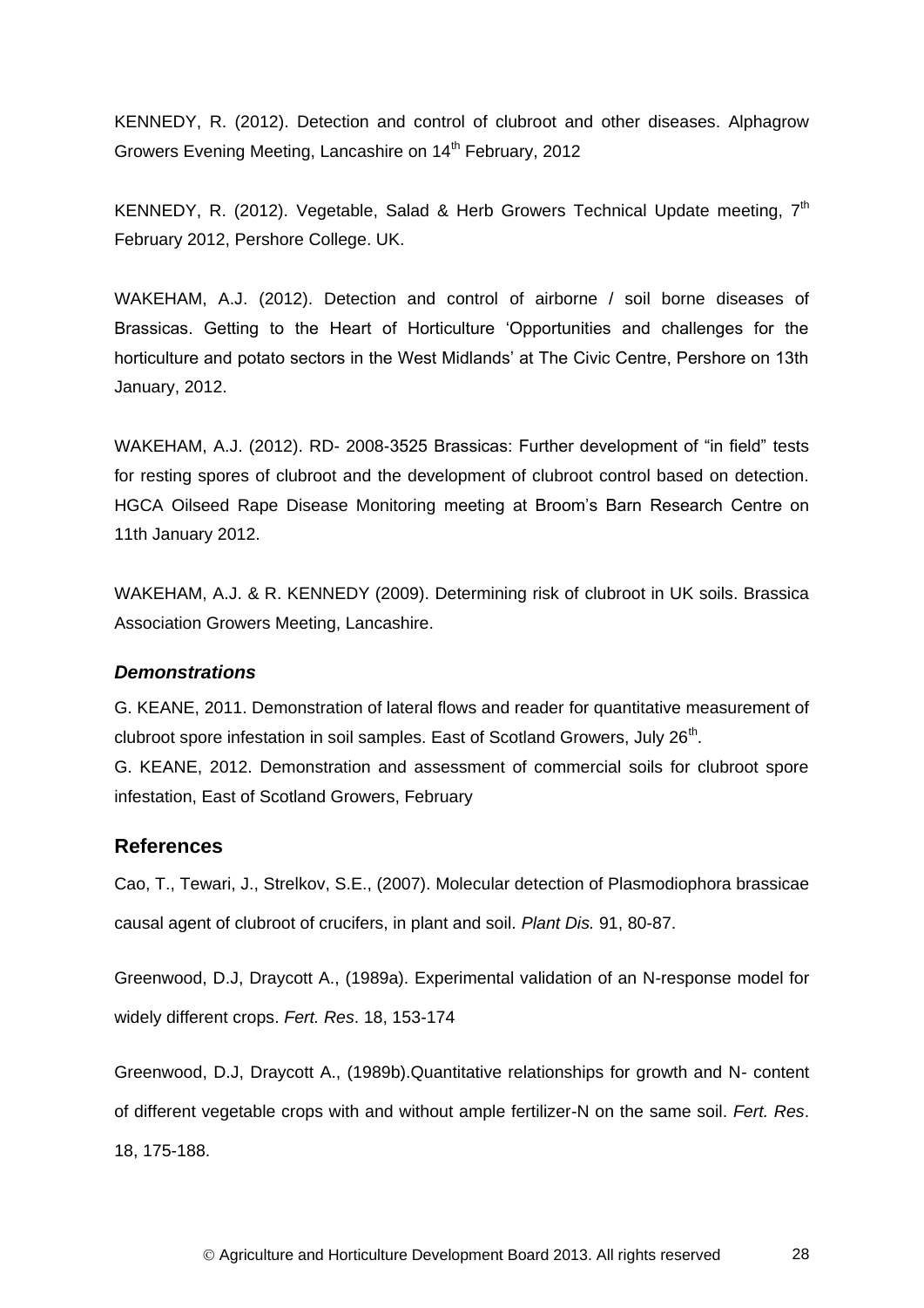KENNEDY, R. (2012). Detection and control of clubroot and other diseases. Alphagrow Growers Evening Meeting, Lancashire on 14th February, 2012

KENNEDY, R. (2012). Vegetable, Salad & Herb Growers Technical Update meeting, 7th February 2012, Pershore College. UK.

WAKEHAM, A.J. (2012). Detection and control of airborne / soil borne diseases of Brassicas. Getting to the Heart of Horticulture 'Opportunities and challenges for the horticulture and potato sectors in the West Midlands' at The Civic Centre, Pershore on 13th January, 2012.

WAKEHAM, A.J. (2012). RD- 2008-3525 Brassicas: Further development of "in field" tests for resting spores of clubroot and the development of clubroot control based on detection. HGCA Oilseed Rape Disease Monitoring meeting at Broom's Barn Research Centre on 11th January 2012.

WAKEHAM, A.J. & R. KENNEDY (2009). Determining risk of clubroot in UK soils. Brassica Association Growers Meeting, Lancashire.

### *Demonstrations*

G. KEANE, 2011. Demonstration of lateral flows and reader for quantitative measurement of clubroot spore infestation in soil samples. East of Scotland Growers, July 26th.

G. KEANE, 2012. Demonstration and assessment of commercial soils for clubroot spore infestation, East of Scotland Growers, February

## References

Cao, T., Tewari, J., Strelkov, S.E., (2007). Molecular detection of Plasmodiophora brassicae causal agent of clubroot of crucifers, in plant and soil. *Plant Dis.* 91, 80-87.

Greenwood, D.J, Draycott A., (1989a). Experimental validation of an N-response model for widely different crops. *Fert. Res*. 18, 153-174

Greenwood, D.J, Draycott A., (1989b).Quantitative relationships for growth and N- content of different vegetable crops with and without ample fertilizer-N on the same soil. *Fert. Res*. 18, 175-188.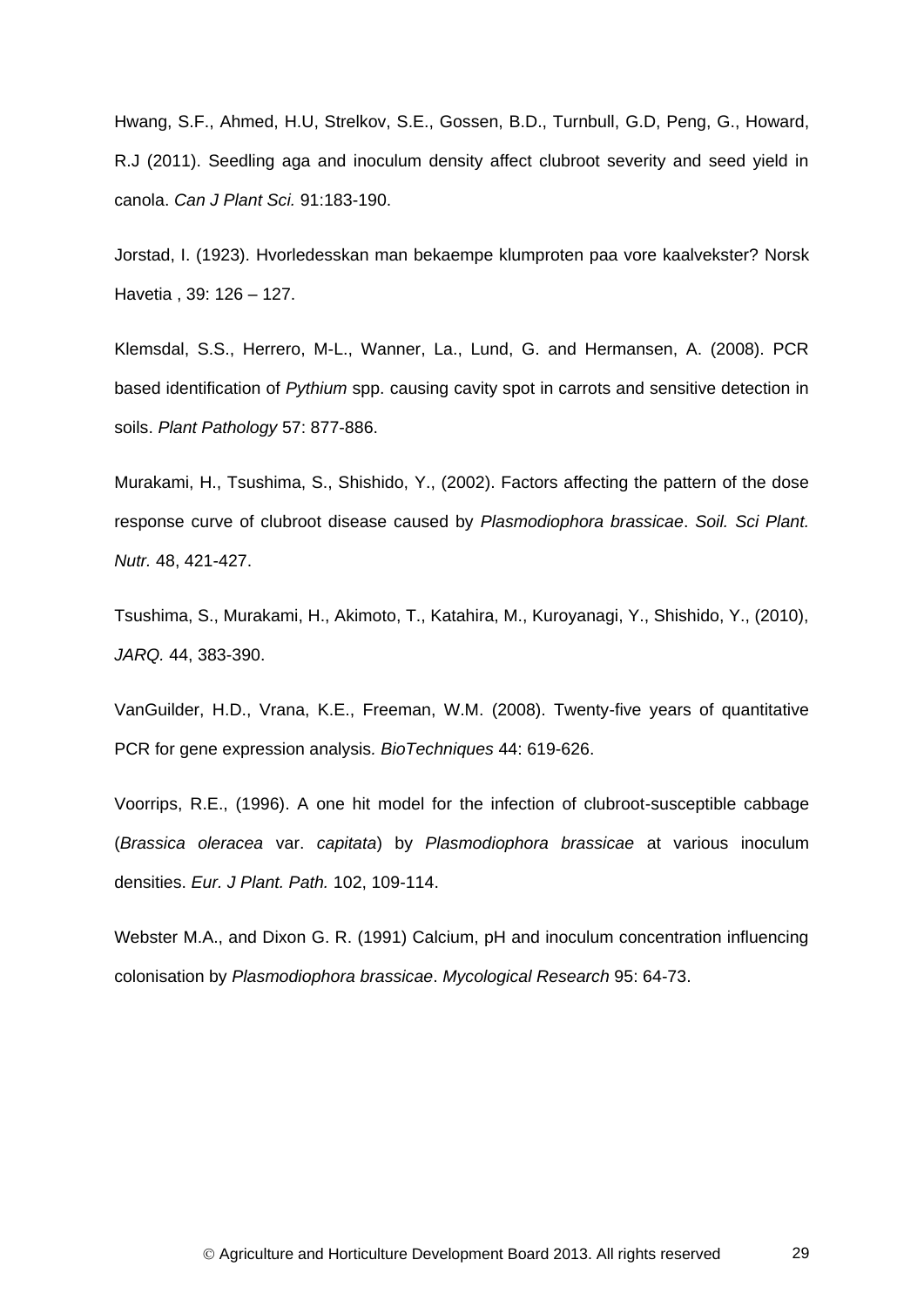Hwang, S.F., Ahmed, H.U, Strelkov, S.E., Gossen, B.D., Turnbull, G.D, Peng, G., Howard, R.J (2011). Seedling aga and inoculum density affect clubroot severity and seed yield in canola. *Can J Plant Sci.* 91:183-190.

Jorstad, I. (1923). Hvorledesskan man bekaempe klumproten paa vore kaalvekster? Norsk Havetia , 39: 126 – 127.

Klemsdal, S.S., Herrero, M-L., Wanner, La., Lund, G. and Hermansen, A. (2008). PCR based identification of *Pythium* spp. causing cavity spot in carrots and sensitive detection in soils. *Plant Pathology* 57: 877-886.

Murakami, H., Tsushima, S., Shishido, Y., (2002). Factors affecting the pattern of the dose response curve of clubroot disease caused by *Plasmodiophora brassicae*. *Soil. Sci Plant. Nutr.* 48, 421-427.

Tsushima, S., Murakami, H., Akimoto, T., Katahira, M., Kuroyanagi, Y., Shishido, Y., (2010), *JARQ.* 44, 383-390.

VanGuilder, H.D., Vrana, K.E., Freeman, W.M. (2008). Twenty-five years of quantitative PCR for gene expression analysis*. BioTechniques* 44: 619-626.

Voorrips, R.E., (1996). A one hit model for the infection of clubroot-susceptible cabbage (*Brassica oleracea* var. *capitata*) by *Plasmodiophora brassicae* at various inoculum densities. *Eur. J Plant. Path.* 102, 109-114.

Webster M.A., and Dixon G. R. (1991) Calcium, pH and inoculum concentration influencing colonisation by *Plasmodiophora brassicae*. *Mycological Research* 95: 64-73.